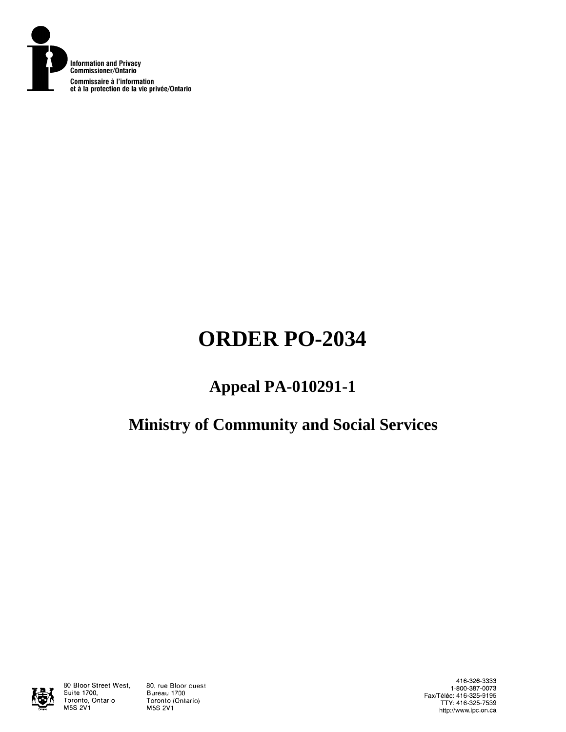Information and Privacy Commissioner/Ontario

Commissaire à l'information et à la protection de la vie privée/Ontario

# ORDER PO-2034

## Appeal PA-010291-1

## Ministry of Community and Social Services

80 Bloor Street West, Suite 1700, Toronto, Ontario M5S 2V1

80, rue Bloor ouest Bureau 1700 Toronto (Ontario) M5S 2V1

416-326-3333
1-800-387-0073
Fax/Téléc: 416-325-9195
TTY: 416-325-7539
http://www.ipc.on.ca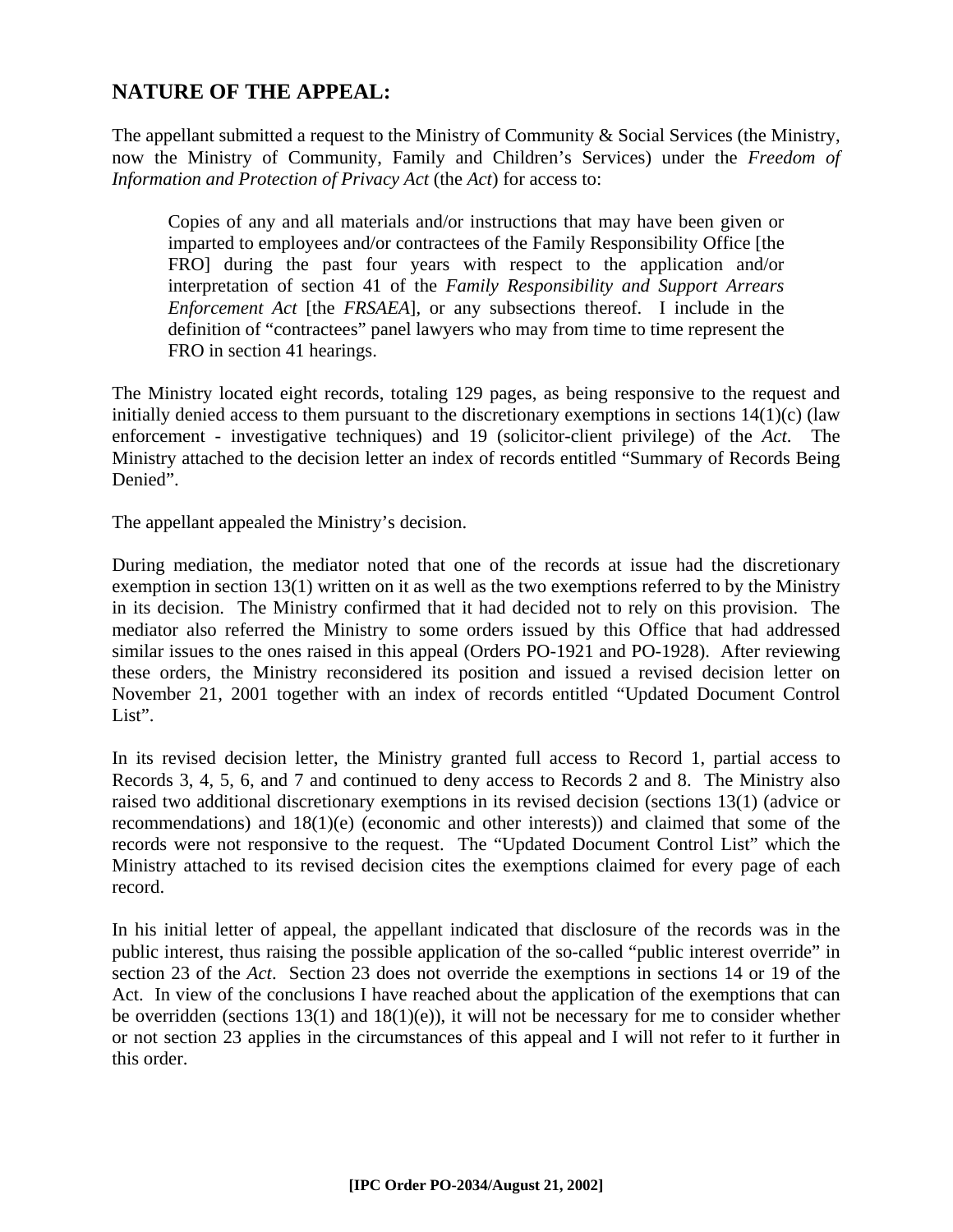## NATURE OF THE APPEAL:

The appellant submitted a request to the Ministry of Community & Social Services (the Ministry, now the Ministry of Community, Family and Children's Services) under the *Freedom of Information and Protection of Privacy Act* (the *Act*) for access to:

> Copies of any and all materials and/or instructions that may have been given or imparted to employees and/or contractees of the Family Responsibility Office [the FRO] during the past four years with respect to the application and/or interpretation of section 41 of the *Family Responsibility and Support Arrears Enforcement Act* [the *FRSAEA*], or any subsections thereof. I include in the definition of "contractees" panel lawyers who may from time to time represent the FRO in section 41 hearings.

The Ministry located eight records, totaling 129 pages, as being responsive to the request and initially denied access to them pursuant to the discretionary exemptions in sections 14(1)(c) (law enforcement - investigative techniques) and 19 (solicitor-client privilege) of the *Act*. The Ministry attached to the decision letter an index of records entitled "Summary of Records Being Denied".

The appellant appealed the Ministry's decision.

During mediation, the mediator noted that one of the records at issue had the discretionary exemption in section 13(1) written on it as well as the two exemptions referred to by the Ministry in its decision. The Ministry confirmed that it had decided not to rely on this provision. The mediator also referred the Ministry to some orders issued by this Office that had addressed similar issues to the ones raised in this appeal (Orders PO-1921 and PO-1928). After reviewing these orders, the Ministry reconsidered its position and issued a revised decision letter on November 21, 2001 together with an index of records entitled "Updated Document Control List".

In its revised decision letter, the Ministry granted full access to Record 1, partial access to Records 3, 4, 5, 6, and 7 and continued to deny access to Records 2 and 8. The Ministry also raised two additional discretionary exemptions in its revised decision (sections 13(1) (advice or recommendations) and 18(1)(e) (economic and other interests)) and claimed that some of the records were not responsive to the request. The "Updated Document Control List" which the Ministry attached to its revised decision cites the exemptions claimed for every page of each record.

In his initial letter of appeal, the appellant indicated that disclosure of the records was in the public interest, thus raising the possible application of the so-called "public interest override" in section 23 of the *Act*. Section 23 does not override the exemptions in sections 14 or 19 of the Act. In view of the conclusions I have reached about the application of the exemptions that can be overridden (sections 13(1) and 18(1)(e)), it will not be necessary for me to consider whether or not section 23 applies in the circumstances of this appeal and I will not refer to it further in this order.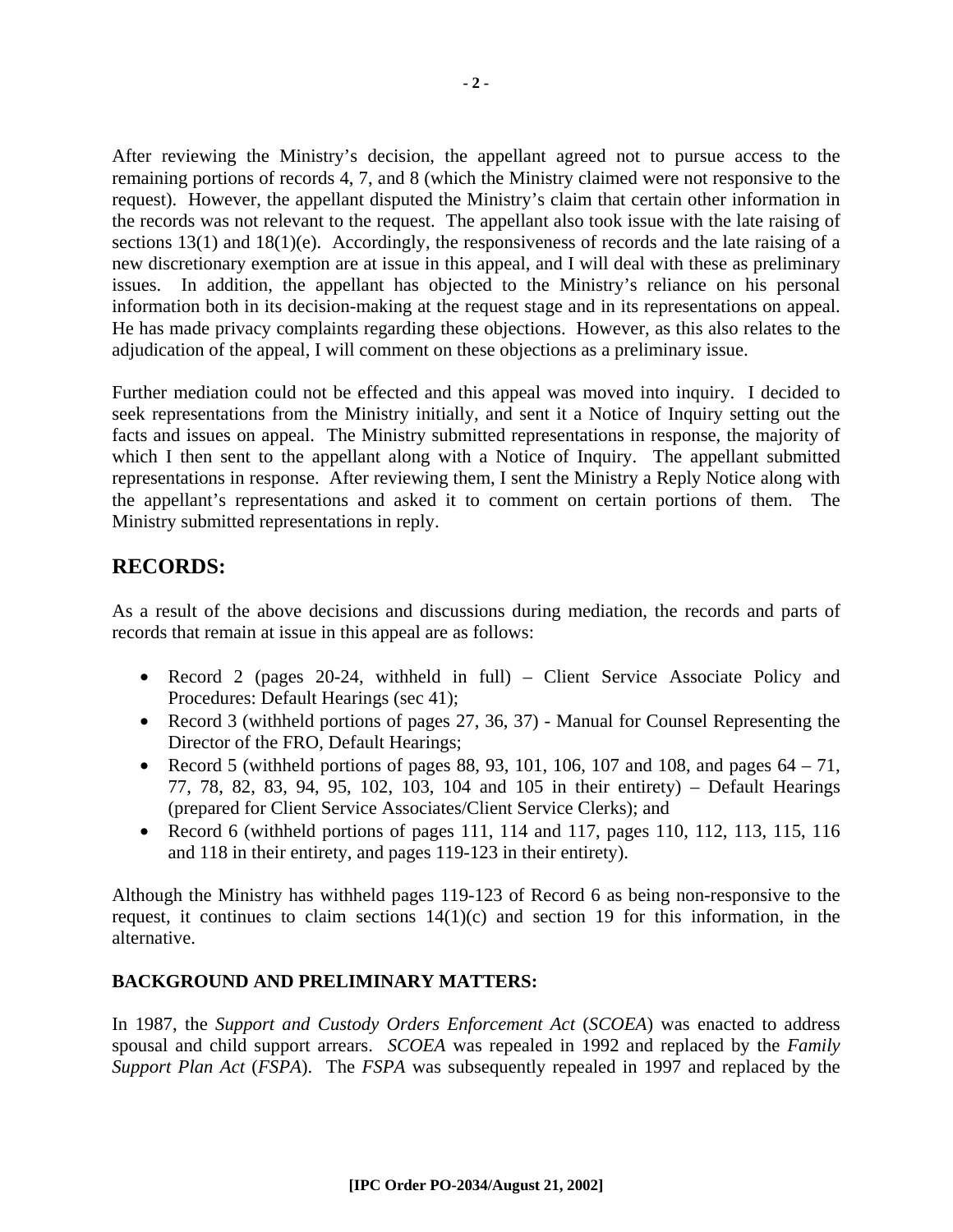After reviewing the Ministry's decision, the appellant agreed not to pursue access to the remaining portions of records 4, 7, and 8 (which the Ministry claimed were not responsive to the request). However, the appellant disputed the Ministry's claim that certain other information in the records was not relevant to the request. The appellant also took issue with the late raising of sections 13(1) and 18(1)(e). Accordingly, the responsiveness of records and the late raising of a new discretionary exemption are at issue in this appeal, and I will deal with these as preliminary issues. In addition, the appellant has objected to the Ministry's reliance on his personal information both in its decision-making at the request stage and in its representations on appeal. He has made privacy complaints regarding these objections. However, as this also relates to the adjudication of the appeal, I will comment on these objections as a preliminary issue.

Further mediation could not be effected and this appeal was moved into inquiry. I decided to seek representations from the Ministry initially, and sent it a Notice of Inquiry setting out the facts and issues on appeal. The Ministry submitted representations in response, the majority of which I then sent to the appellant along with a Notice of Inquiry. The appellant submitted representations in response. After reviewing them, I sent the Ministry a Reply Notice along with the appellant's representations and asked it to comment on certain portions of them. The Ministry submitted representations in reply.

## RECORDS:

As a result of the above decisions and discussions during mediation, the records and parts of records that remain at issue in this appeal are as follows:

- Record 2 (pages 20-24, withheld in full) – Client Service Associate Policy and Procedures: Default Hearings (sec 41);
- Record 3 (withheld portions of pages 27, 36, 37) - Manual for Counsel Representing the Director of the FRO, Default Hearings;
- Record 5 (withheld portions of pages 88, 93, 101, 106, 107 and 108, and pages 64 – 71, 77, 78, 82, 83, 94, 95, 102, 103, 104 and 105 in their entirety) – Default Hearings (prepared for Client Service Associates/Client Service Clerks); and
- Record 6 (withheld portions of pages 111, 114 and 117, pages 110, 112, 113, 115, 116 and 118 in their entirety, and pages 119-123 in their entirety).

Although the Ministry has withheld pages 119-123 of Record 6 as being non-responsive to the request, it continues to claim sections 14(1)(c) and section 19 for this information, in the alternative.

### BACKGROUND AND PRELIMINARY MATTERS:

In 1987, the *Support and Custody Orders Enforcement Act* (*SCOEA*) was enacted to address spousal and child support arrears. *SCOEA* was repealed in 1992 and replaced by the *Family Support Plan Act* (*FSPA*). The *FSPA* was subsequently repealed in 1997 and replaced by the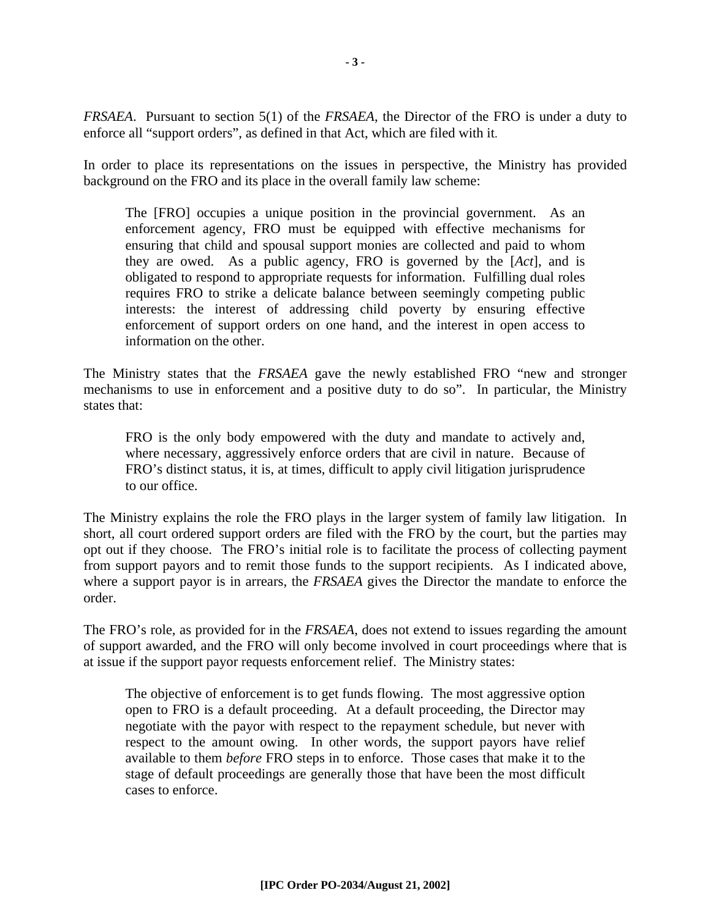*FRSAEA*. Pursuant to section 5(1) of the *FRSAEA*, the Director of the FRO is under a duty to enforce all "support orders", as defined in that Act, which are filed with it.

In order to place its representations on the issues in perspective, the Ministry has provided background on the FRO and its place in the overall family law scheme:

> The [FRO] occupies a unique position in the provincial government. As an enforcement agency, FRO must be equipped with effective mechanisms for ensuring that child and spousal support monies are collected and paid to whom they are owed. As a public agency, FRO is governed by the [*Act*], and is obligated to respond to appropriate requests for information. Fulfilling dual roles requires FRO to strike a delicate balance between seemingly competing public interests: the interest of addressing child poverty by ensuring effective enforcement of support orders on one hand, and the interest in open access to information on the other.

The Ministry states that the *FRSAEA* gave the newly established FRO "new and stronger mechanisms to use in enforcement and a positive duty to do so". In particular, the Ministry states that:

> FRO is the only body empowered with the duty and mandate to actively and, where necessary, aggressively enforce orders that are civil in nature. Because of FRO's distinct status, it is, at times, difficult to apply civil litigation jurisprudence to our office.

The Ministry explains the role the FRO plays in the larger system of family law litigation. In short, all court ordered support orders are filed with the FRO by the court, but the parties may opt out if they choose. The FRO's initial role is to facilitate the process of collecting payment from support payors and to remit those funds to the support recipients. As I indicated above, where a support payor is in arrears, the *FRSAEA* gives the Director the mandate to enforce the order.

The FRO's role, as provided for in the *FRSAEA*, does not extend to issues regarding the amount of support awarded, and the FRO will only become involved in court proceedings where that is at issue if the support payor requests enforcement relief. The Ministry states:

> The objective of enforcement is to get funds flowing. The most aggressive option open to FRO is a default proceeding. At a default proceeding, the Director may negotiate with the payor with respect to the repayment schedule, but never with respect to the amount owing. In other words, the support payors have relief available to them *before* FRO steps in to enforce. Those cases that make it to the stage of default proceedings are generally those that have been the most difficult cases to enforce.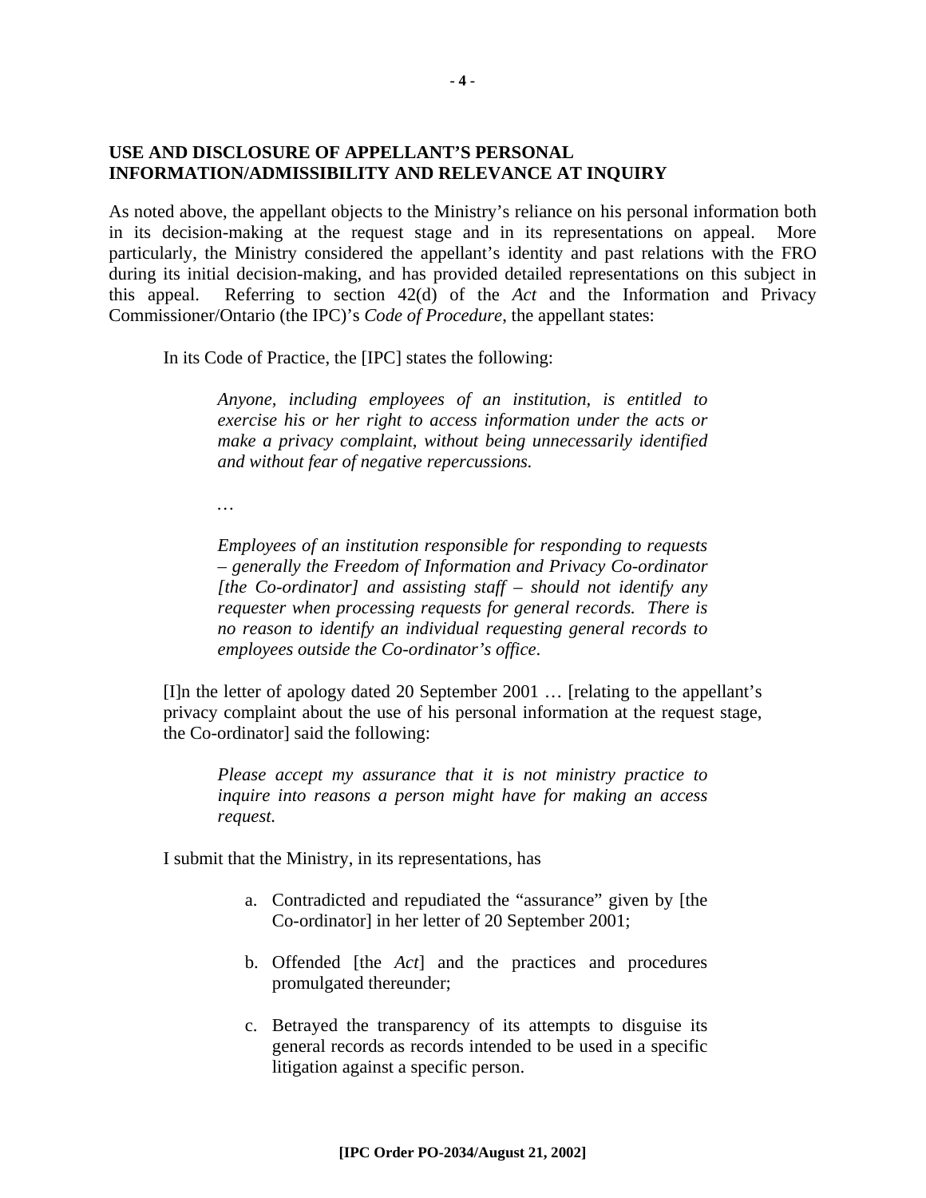**USE AND DISCLOSURE OF APPELLANT'S PERSONAL INFORMATION/ADMISSIBILITY AND RELEVANCE AT INQUIRY**

As noted above, the appellant objects to the Ministry's reliance on his personal information both in its decision-making at the request stage and in its representations on appeal. More particularly, the Ministry considered the appellant's identity and past relations with the FRO during its initial decision-making, and has provided detailed representations on this subject in this appeal. Referring to section 42(d) of the *Act* and the Information and Privacy Commissioner/Ontario (the IPC)'s *Code of Procedure*, the appellant states:

> In its Code of Practice, the [IPC] states the following:
>
> > *Anyone, including employees of an institution, is entitled to exercise his or her right to access information under the acts or make a privacy complaint, without being unnecessarily identified and without fear of negative repercussions.*
> >
> > …
> >
> > *Employees of an institution responsible for responding to requests – generally the Freedom of Information and Privacy Co-ordinator [the Co-ordinator] and assisting staff – should not identify any requester when processing requests for general records. There is no reason to identify an individual requesting general records to employees outside the Co-ordinator's office*.
>
> [I]n the letter of apology dated 20 September 2001 … [relating to the appellant's privacy complaint about the use of his personal information at the request stage, the Co-ordinator] said the following:
>
> > *Please accept my assurance that it is not ministry practice to inquire into reasons a person might have for making an access request.*
>
> I submit that the Ministry, in its representations, has
>
> a. Contradicted and repudiated the "assurance" given by [the Co-ordinator] in her letter of 20 September 2001;
>
> b. Offended [the *Act*] and the practices and procedures promulgated thereunder;
>
> c. Betrayed the transparency of its attempts to disguise its general records as records intended to be used in a specific litigation against a specific person.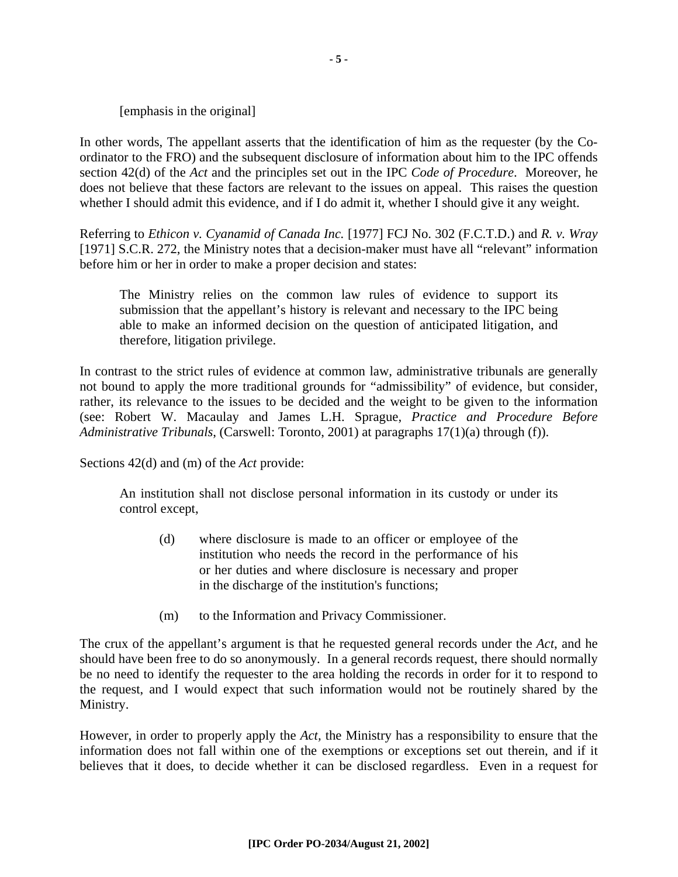[emphasis in the original]

In other words, The appellant asserts that the identification of him as the requester (by the Co-ordinator to the FRO) and the subsequent disclosure of information about him to the IPC offends section 42(d) of the *Act* and the principles set out in the IPC *Code of Procedure*. Moreover, he does not believe that these factors are relevant to the issues on appeal. This raises the question whether I should admit this evidence, and if I do admit it, whether I should give it any weight.

Referring to *Ethicon v. Cyanamid of Canada Inc.* [1977] FCJ No. 302 (F.C.T.D.) and *R. v. Wray* [1971] S.C.R. 272, the Ministry notes that a decision-maker must have all "relevant" information before him or her in order to make a proper decision and states:

> The Ministry relies on the common law rules of evidence to support its submission that the appellant's history is relevant and necessary to the IPC being able to make an informed decision on the question of anticipated litigation, and therefore, litigation privilege.

In contrast to the strict rules of evidence at common law, administrative tribunals are generally not bound to apply the more traditional grounds for "admissibility" of evidence, but consider, rather, its relevance to the issues to be decided and the weight to be given to the information (see: Robert W. Macaulay and James L.H. Sprague, *Practice and Procedure Before Administrative Tribunals*, (Carswell: Toronto, 2001) at paragraphs 17(1)(a) through (f)).

Sections 42(d) and (m) of the *Act* provide:

> An institution shall not disclose personal information in its custody or under its control except,
>
> (d) where disclosure is made to an officer or employee of the institution who needs the record in the performance of his or her duties and where disclosure is necessary and proper in the discharge of the institution's functions;
>
> (m) to the Information and Privacy Commissioner.

The crux of the appellant's argument is that he requested general records under the *Act*, and he should have been free to do so anonymously. In a general records request, there should normally be no need to identify the requester to the area holding the records in order for it to respond to the request, and I would expect that such information would not be routinely shared by the Ministry.

However, in order to properly apply the *Act,* the Ministry has a responsibility to ensure that the information does not fall within one of the exemptions or exceptions set out therein, and if it believes that it does, to decide whether it can be disclosed regardless. Even in a request for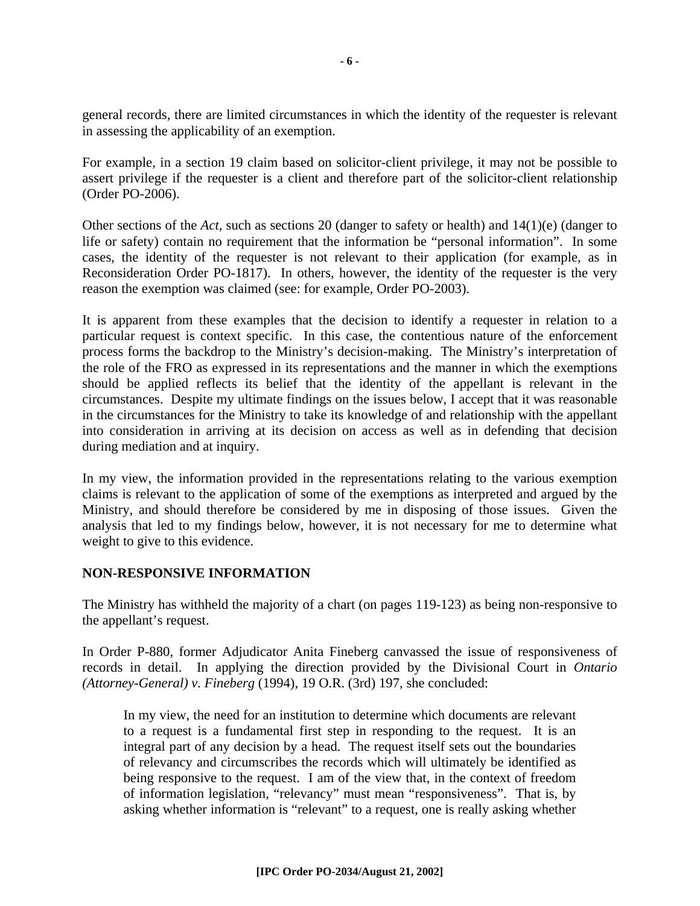general records, there are limited circumstances in which the identity of the requester is relevant in assessing the applicability of an exemption.

For example, in a section 19 claim based on solicitor-client privilege, it may not be possible to assert privilege if the requester is a client and therefore part of the solicitor-client relationship (Order PO-2006).

Other sections of the *Act*, such as sections 20 (danger to safety or health) and 14(1)(e) (danger to life or safety) contain no requirement that the information be "personal information". In some cases, the identity of the requester is not relevant to their application (for example, as in Reconsideration Order PO-1817). In others, however, the identity of the requester is the very reason the exemption was claimed (see: for example, Order PO-2003).

It is apparent from these examples that the decision to identify a requester in relation to a particular request is context specific. In this case, the contentious nature of the enforcement process forms the backdrop to the Ministry's decision-making. The Ministry's interpretation of the role of the FRO as expressed in its representations and the manner in which the exemptions should be applied reflects its belief that the identity of the appellant is relevant in the circumstances. Despite my ultimate findings on the issues below, I accept that it was reasonable in the circumstances for the Ministry to take its knowledge of and relationship with the appellant into consideration in arriving at its decision on access as well as in defending that decision during mediation and at inquiry.

In my view, the information provided in the representations relating to the various exemption claims is relevant to the application of some of the exemptions as interpreted and argued by the Ministry, and should therefore be considered by me in disposing of those issues. Given the analysis that led to my findings below, however, it is not necessary for me to determine what weight to give to this evidence.

## NON-RESPONSIVE INFORMATION

The Ministry has withheld the majority of a chart (on pages 119-123) as being non-responsive to the appellant's request.

In Order P-880, former Adjudicator Anita Fineberg canvassed the issue of responsiveness of records in detail. In applying the direction provided by the Divisional Court in *Ontario (Attorney-General) v. Fineberg* (1994), 19 O.R. (3rd) 197, she concluded:

> In my view, the need for an institution to determine which documents are relevant to a request is a fundamental first step in responding to the request. It is an integral part of any decision by a head. The request itself sets out the boundaries of relevancy and circumscribes the records which will ultimately be identified as being responsive to the request. I am of the view that, in the context of freedom of information legislation, "relevancy" must mean "responsiveness". That is, by asking whether information is "relevant" to a request, one is really asking whether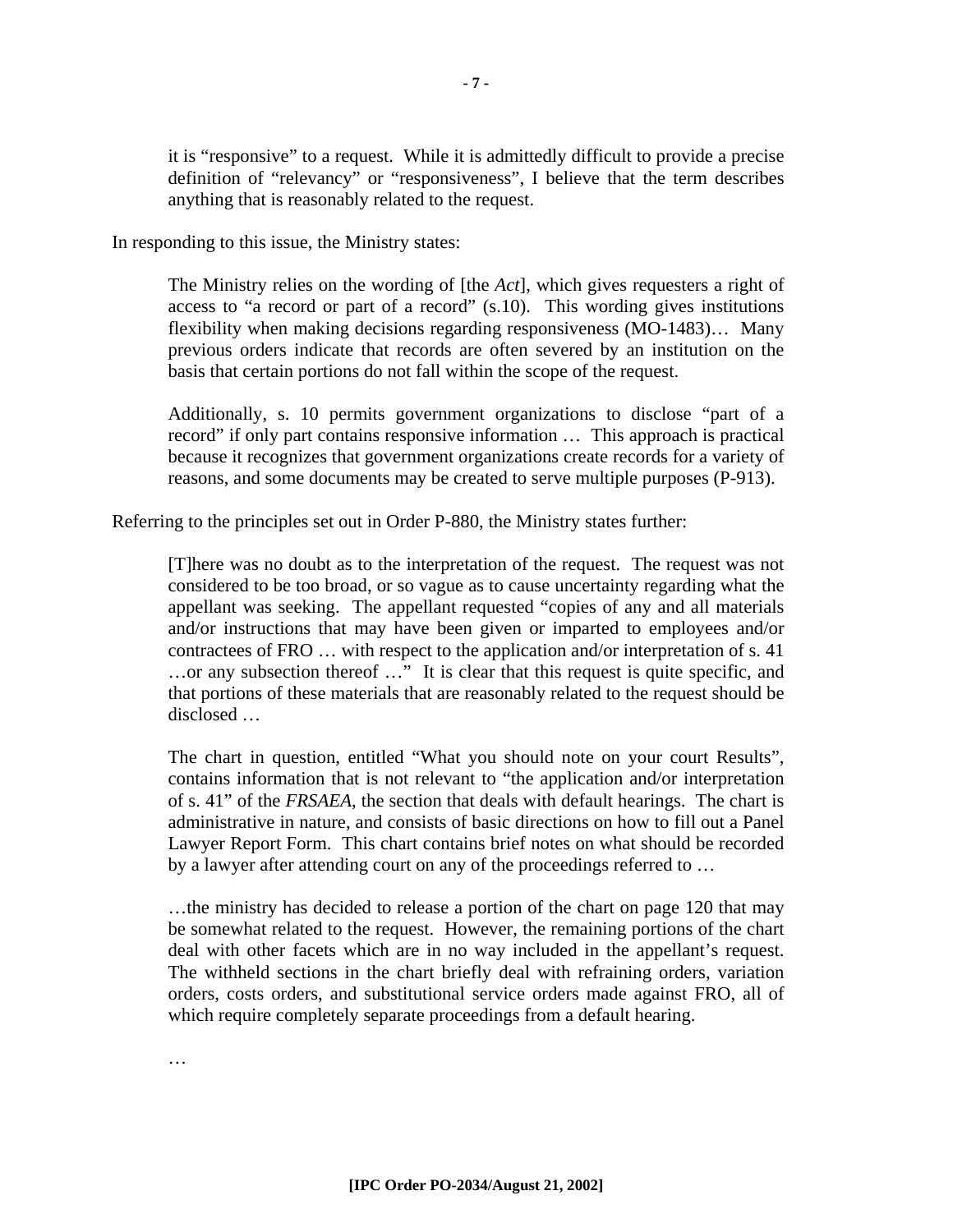> it is "responsive" to a request. While it is admittedly difficult to provide a precise definition of "relevancy" or "responsiveness", I believe that the term describes anything that is reasonably related to the request.

In responding to this issue, the Ministry states:

> The Ministry relies on the wording of [the *Act*], which gives requesters a right of access to "a record or part of a record" (s.10). This wording gives institutions flexibility when making decisions regarding responsiveness (MO-1483)… Many previous orders indicate that records are often severed by an institution on the basis that certain portions do not fall within the scope of the request.
>
> Additionally, s. 10 permits government organizations to disclose "part of a record" if only part contains responsive information … This approach is practical because it recognizes that government organizations create records for a variety of reasons, and some documents may be created to serve multiple purposes (P-913).

Referring to the principles set out in Order P-880, the Ministry states further:

> [T]here was no doubt as to the interpretation of the request. The request was not considered to be too broad, or so vague as to cause uncertainty regarding what the appellant was seeking. The appellant requested "copies of any and all materials and/or instructions that may have been given or imparted to employees and/or contractees of FRO … with respect to the application and/or interpretation of s. 41 …or any subsection thereof …" It is clear that this request is quite specific, and that portions of these materials that are reasonably related to the request should be disclosed …
>
> The chart in question, entitled "What you should note on your court Results", contains information that is not relevant to "the application and/or interpretation of s. 41" of the *FRSAEA*, the section that deals with default hearings. The chart is administrative in nature, and consists of basic directions on how to fill out a Panel Lawyer Report Form. This chart contains brief notes on what should be recorded by a lawyer after attending court on any of the proceedings referred to …
>
> …the ministry has decided to release a portion of the chart on page 120 that may be somewhat related to the request. However, the remaining portions of the chart deal with other facets which are in no way included in the appellant's request. The withheld sections in the chart briefly deal with refraining orders, variation orders, costs orders, and substitutional service orders made against FRO, all of which require completely separate proceedings from a default hearing.
>
> …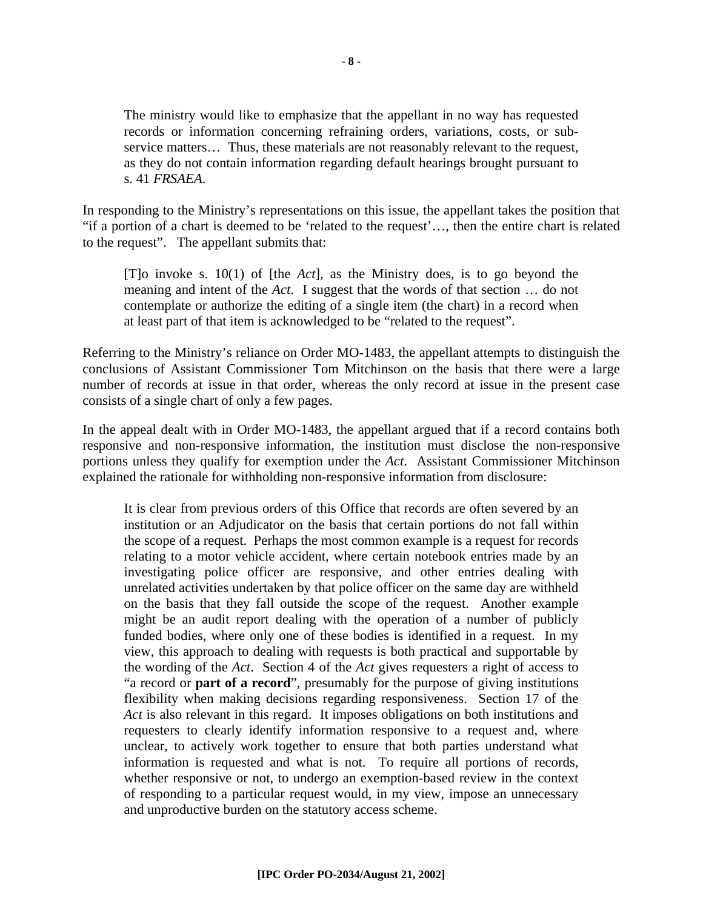> The ministry would like to emphasize that the appellant in no way has requested records or information concerning refraining orders, variations, costs, or sub-service matters… Thus, these materials are not reasonably relevant to the request, as they do not contain information regarding default hearings brought pursuant to s. 41 *FRSAEA*.

In responding to the Ministry's representations on this issue, the appellant takes the position that "if a portion of a chart is deemed to be 'related to the request'…, then the entire chart is related to the request". The appellant submits that:

> [T]o invoke s. 10(1) of [the *Act*], as the Ministry does, is to go beyond the meaning and intent of the *Act*. I suggest that the words of that section … do not contemplate or authorize the editing of a single item (the chart) in a record when at least part of that item is acknowledged to be "related to the request".

Referring to the Ministry's reliance on Order MO-1483, the appellant attempts to distinguish the conclusions of Assistant Commissioner Tom Mitchinson on the basis that there were a large number of records at issue in that order, whereas the only record at issue in the present case consists of a single chart of only a few pages.

In the appeal dealt with in Order MO-1483, the appellant argued that if a record contains both responsive and non-responsive information, the institution must disclose the non-responsive portions unless they qualify for exemption under the *Act*. Assistant Commissioner Mitchinson explained the rationale for withholding non-responsive information from disclosure:

> It is clear from previous orders of this Office that records are often severed by an institution or an Adjudicator on the basis that certain portions do not fall within the scope of a request. Perhaps the most common example is a request for records relating to a motor vehicle accident, where certain notebook entries made by an investigating police officer are responsive, and other entries dealing with unrelated activities undertaken by that police officer on the same day are withheld on the basis that they fall outside the scope of the request. Another example might be an audit report dealing with the operation of a number of publicly funded bodies, where only one of these bodies is identified in a request. In my view, this approach to dealing with requests is both practical and supportable by the wording of the *Act*. Section 4 of the *Act* gives requesters a right of access to "a record or **part of a record**", presumably for the purpose of giving institutions flexibility when making decisions regarding responsiveness. Section 17 of the *Act* is also relevant in this regard. It imposes obligations on both institutions and requesters to clearly identify information responsive to a request and, where unclear, to actively work together to ensure that both parties understand what information is requested and what is not. To require all portions of records, whether responsive or not, to undergo an exemption-based review in the context of responding to a particular request would, in my view, impose an unnecessary and unproductive burden on the statutory access scheme.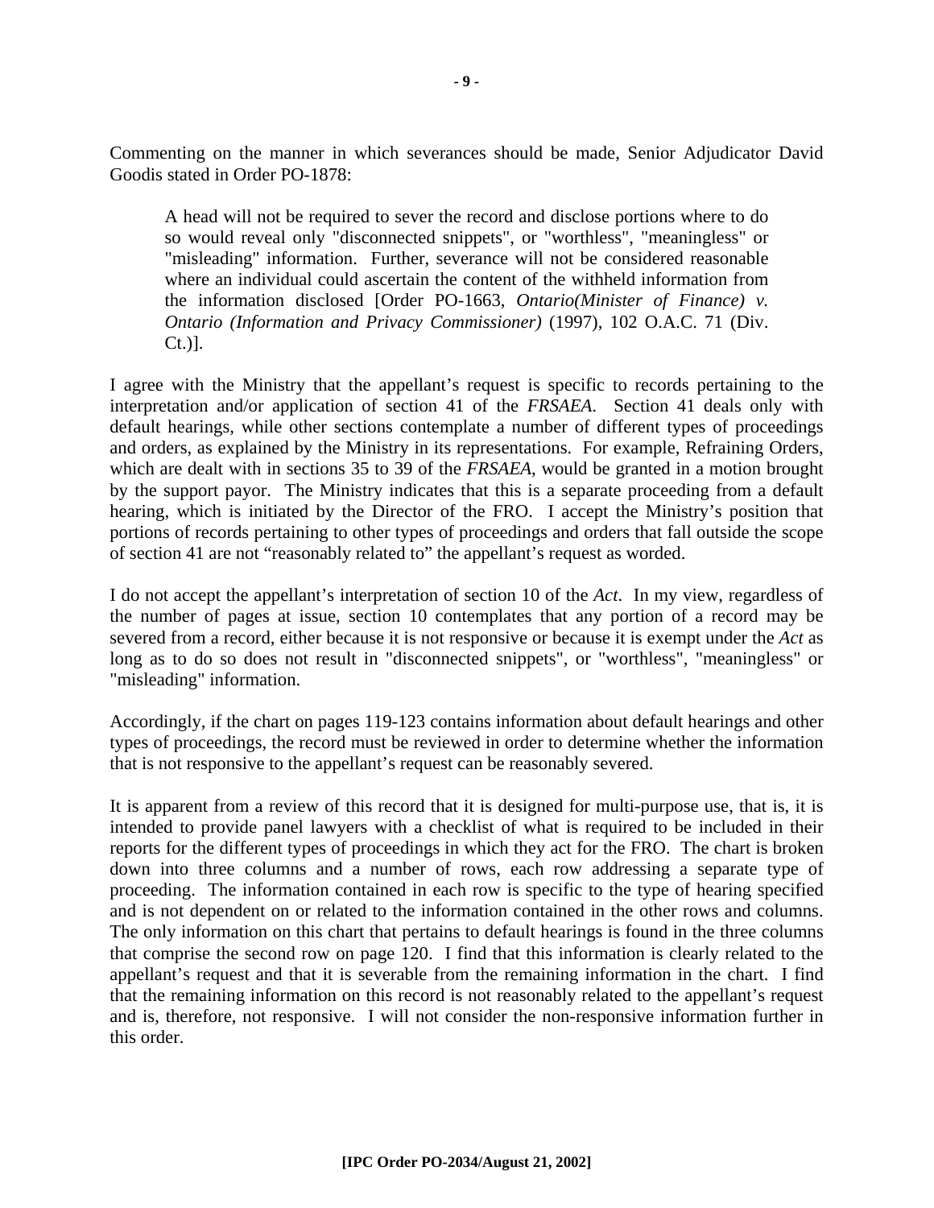Commenting on the manner in which severances should be made, Senior Adjudicator David Goodis stated in Order PO-1878:

> A head will not be required to sever the record and disclose portions where to do so would reveal only "disconnected snippets", or "worthless", "meaningless" or "misleading" information. Further, severance will not be considered reasonable where an individual could ascertain the content of the withheld information from the information disclosed [Order PO-1663, *Ontario(Minister of Finance) v. Ontario (Information and Privacy Commissioner)* (1997), 102 O.A.C. 71 (Div. Ct.)].

I agree with the Ministry that the appellant's request is specific to records pertaining to the interpretation and/or application of section 41 of the *FRSAEA*. Section 41 deals only with default hearings, while other sections contemplate a number of different types of proceedings and orders, as explained by the Ministry in its representations. For example, Refraining Orders, which are dealt with in sections 35 to 39 of the *FRSAEA*, would be granted in a motion brought by the support payor. The Ministry indicates that this is a separate proceeding from a default hearing, which is initiated by the Director of the FRO. I accept the Ministry's position that portions of records pertaining to other types of proceedings and orders that fall outside the scope of section 41 are not "reasonably related to" the appellant's request as worded.

I do not accept the appellant's interpretation of section 10 of the *Act*. In my view, regardless of the number of pages at issue, section 10 contemplates that any portion of a record may be severed from a record, either because it is not responsive or because it is exempt under the *Act* as long as to do so does not result in "disconnected snippets", or "worthless", "meaningless" or "misleading" information.

Accordingly, if the chart on pages 119-123 contains information about default hearings and other types of proceedings, the record must be reviewed in order to determine whether the information that is not responsive to the appellant's request can be reasonably severed.

It is apparent from a review of this record that it is designed for multi-purpose use, that is, it is intended to provide panel lawyers with a checklist of what is required to be included in their reports for the different types of proceedings in which they act for the FRO. The chart is broken down into three columns and a number of rows, each row addressing a separate type of proceeding. The information contained in each row is specific to the type of hearing specified and is not dependent on or related to the information contained in the other rows and columns. The only information on this chart that pertains to default hearings is found in the three columns that comprise the second row on page 120. I find that this information is clearly related to the appellant's request and that it is severable from the remaining information in the chart. I find that the remaining information on this record is not reasonably related to the appellant's request and is, therefore, not responsive. I will not consider the non-responsive information further in this order.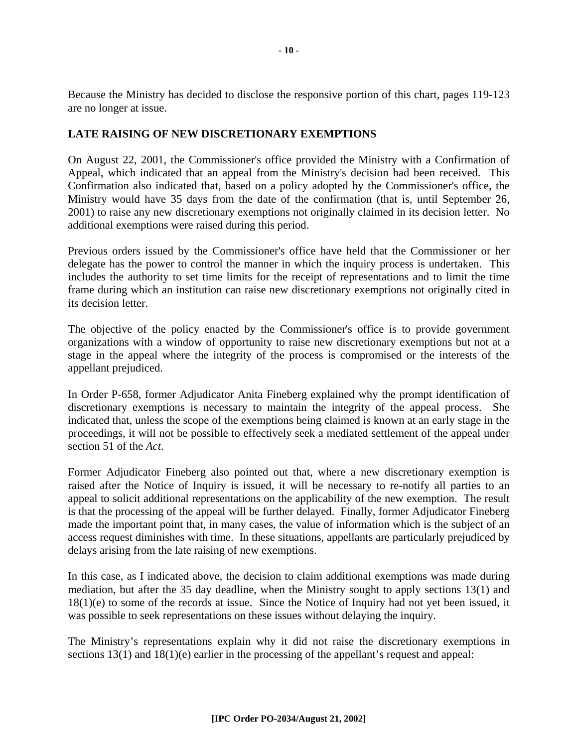Because the Ministry has decided to disclose the responsive portion of this chart, pages 119-123 are no longer at issue.

## LATE RAISING OF NEW DISCRETIONARY EXEMPTIONS

On August 22, 2001, the Commissioner's office provided the Ministry with a Confirmation of Appeal, which indicated that an appeal from the Ministry's decision had been received. This Confirmation also indicated that, based on a policy adopted by the Commissioner's office, the Ministry would have 35 days from the date of the confirmation (that is, until September 26, 2001) to raise any new discretionary exemptions not originally claimed in its decision letter. No additional exemptions were raised during this period.

Previous orders issued by the Commissioner's office have held that the Commissioner or her delegate has the power to control the manner in which the inquiry process is undertaken. This includes the authority to set time limits for the receipt of representations and to limit the time frame during which an institution can raise new discretionary exemptions not originally cited in its decision letter.

The objective of the policy enacted by the Commissioner's office is to provide government organizations with a window of opportunity to raise new discretionary exemptions but not at a stage in the appeal where the integrity of the process is compromised or the interests of the appellant prejudiced.

In Order P-658, former Adjudicator Anita Fineberg explained why the prompt identification of discretionary exemptions is necessary to maintain the integrity of the appeal process. She indicated that, unless the scope of the exemptions being claimed is known at an early stage in the proceedings, it will not be possible to effectively seek a mediated settlement of the appeal under section 51 of the *Act*.

Former Adjudicator Fineberg also pointed out that, where a new discretionary exemption is raised after the Notice of Inquiry is issued, it will be necessary to re-notify all parties to an appeal to solicit additional representations on the applicability of the new exemption. The result is that the processing of the appeal will be further delayed. Finally, former Adjudicator Fineberg made the important point that, in many cases, the value of information which is the subject of an access request diminishes with time. In these situations, appellants are particularly prejudiced by delays arising from the late raising of new exemptions.

In this case, as I indicated above, the decision to claim additional exemptions was made during mediation, but after the 35 day deadline, when the Ministry sought to apply sections 13(1) and 18(1)(e) to some of the records at issue. Since the Notice of Inquiry had not yet been issued, it was possible to seek representations on these issues without delaying the inquiry.

The Ministry's representations explain why it did not raise the discretionary exemptions in sections 13(1) and 18(1)(e) earlier in the processing of the appellant's request and appeal: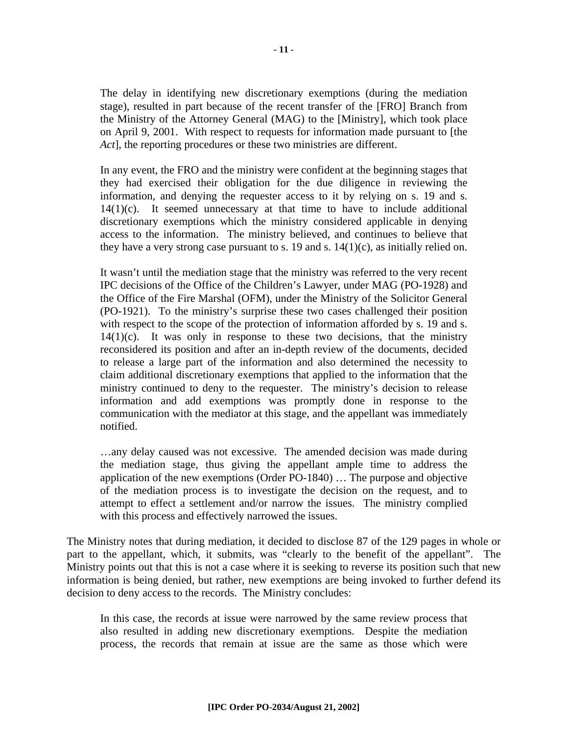> The delay in identifying new discretionary exemptions (during the mediation stage), resulted in part because of the recent transfer of the [FRO] Branch from the Ministry of the Attorney General (MAG) to the [Ministry], which took place on April 9, 2001. With respect to requests for information made pursuant to [the *Act*], the reporting procedures or these two ministries are different.
>
> In any event, the FRO and the ministry were confident at the beginning stages that they had exercised their obligation for the due diligence in reviewing the information, and denying the requester access to it by relying on s. 19 and s. 14(1)(c). It seemed unnecessary at that time to have to include additional discretionary exemptions which the ministry considered applicable in denying access to the information. The ministry believed, and continues to believe that they have a very strong case pursuant to s. 19 and s. 14(1)(c), as initially relied on.
>
> It wasn't until the mediation stage that the ministry was referred to the very recent IPC decisions of the Office of the Children's Lawyer, under MAG (PO-1928) and the Office of the Fire Marshal (OFM), under the Ministry of the Solicitor General (PO-1921). To the ministry's surprise these two cases challenged their position with respect to the scope of the protection of information afforded by s. 19 and s. 14(1)(c). It was only in response to these two decisions, that the ministry reconsidered its position and after an in-depth review of the documents, decided to release a large part of the information and also determined the necessity to claim additional discretionary exemptions that applied to the information that the ministry continued to deny to the requester. The ministry's decision to release information and add exemptions was promptly done in response to the communication with the mediator at this stage, and the appellant was immediately notified.
>
> …any delay caused was not excessive. The amended decision was made during the mediation stage, thus giving the appellant ample time to address the application of the new exemptions (Order PO-1840) … The purpose and objective of the mediation process is to investigate the decision on the request, and to attempt to effect a settlement and/or narrow the issues. The ministry complied with this process and effectively narrowed the issues.

The Ministry notes that during mediation, it decided to disclose 87 of the 129 pages in whole or part to the appellant, which, it submits, was "clearly to the benefit of the appellant". The Ministry points out that this is not a case where it is seeking to reverse its position such that new information is being denied, but rather, new exemptions are being invoked to further defend its decision to deny access to the records. The Ministry concludes:

> In this case, the records at issue were narrowed by the same review process that also resulted in adding new discretionary exemptions. Despite the mediation process, the records that remain at issue are the same as those which were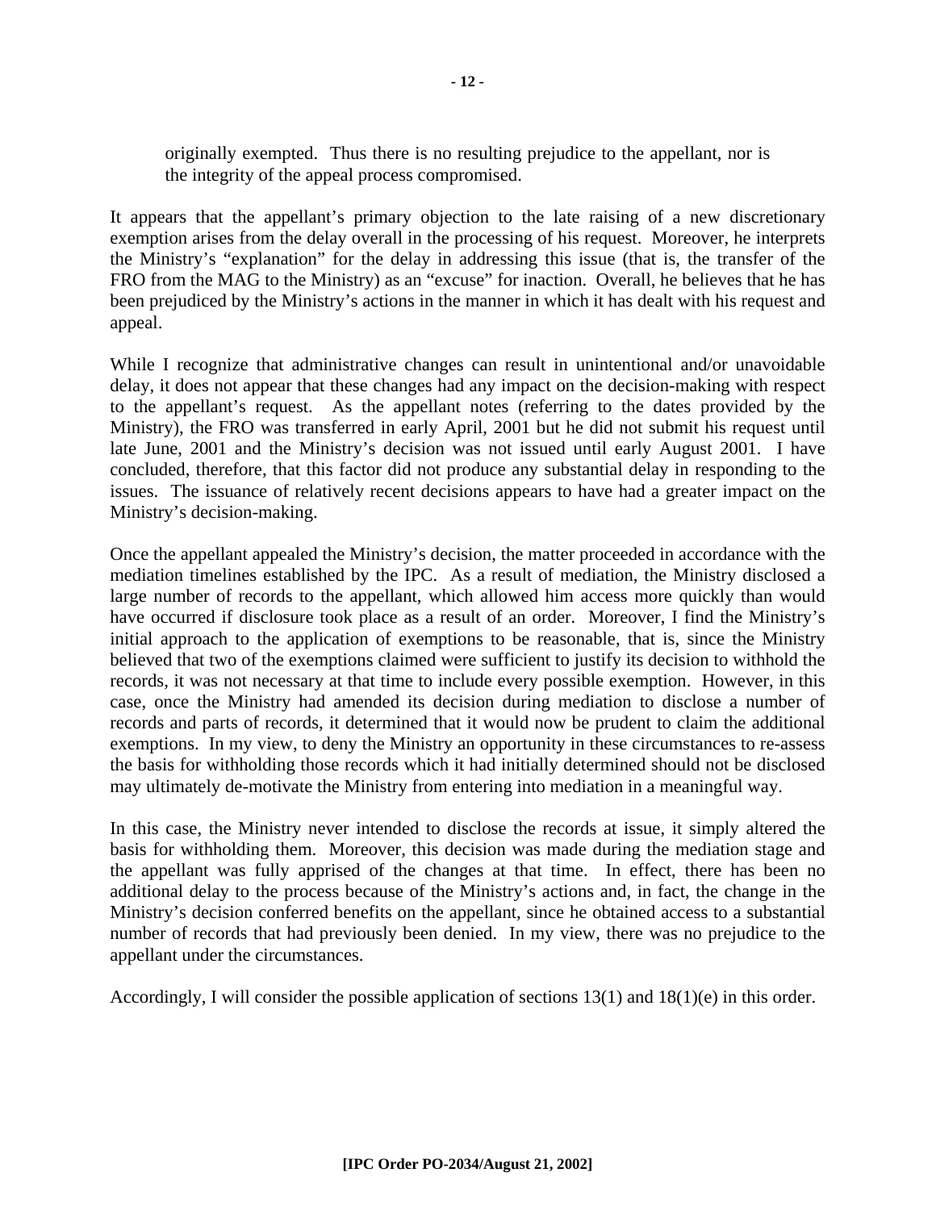> originally exempted. Thus there is no resulting prejudice to the appellant, nor is the integrity of the appeal process compromised.

It appears that the appellant's primary objection to the late raising of a new discretionary exemption arises from the delay overall in the processing of his request. Moreover, he interprets the Ministry's "explanation" for the delay in addressing this issue (that is, the transfer of the FRO from the MAG to the Ministry) as an "excuse" for inaction. Overall, he believes that he has been prejudiced by the Ministry's actions in the manner in which it has dealt with his request and appeal.

While I recognize that administrative changes can result in unintentional and/or unavoidable delay, it does not appear that these changes had any impact on the decision-making with respect to the appellant's request. As the appellant notes (referring to the dates provided by the Ministry), the FRO was transferred in early April, 2001 but he did not submit his request until late June, 2001 and the Ministry's decision was not issued until early August 2001. I have concluded, therefore, that this factor did not produce any substantial delay in responding to the issues. The issuance of relatively recent decisions appears to have had a greater impact on the Ministry's decision-making.

Once the appellant appealed the Ministry's decision, the matter proceeded in accordance with the mediation timelines established by the IPC. As a result of mediation, the Ministry disclosed a large number of records to the appellant, which allowed him access more quickly than would have occurred if disclosure took place as a result of an order. Moreover, I find the Ministry's initial approach to the application of exemptions to be reasonable, that is, since the Ministry believed that two of the exemptions claimed were sufficient to justify its decision to withhold the records, it was not necessary at that time to include every possible exemption. However, in this case, once the Ministry had amended its decision during mediation to disclose a number of records and parts of records, it determined that it would now be prudent to claim the additional exemptions. In my view, to deny the Ministry an opportunity in these circumstances to re-assess the basis for withholding those records which it had initially determined should not be disclosed may ultimately de-motivate the Ministry from entering into mediation in a meaningful way.

In this case, the Ministry never intended to disclose the records at issue, it simply altered the basis for withholding them. Moreover, this decision was made during the mediation stage and the appellant was fully apprised of the changes at that time. In effect, there has been no additional delay to the process because of the Ministry's actions and, in fact, the change in the Ministry's decision conferred benefits on the appellant, since he obtained access to a substantial number of records that had previously been denied. In my view, there was no prejudice to the appellant under the circumstances.

Accordingly, I will consider the possible application of sections 13(1) and 18(1)(e) in this order.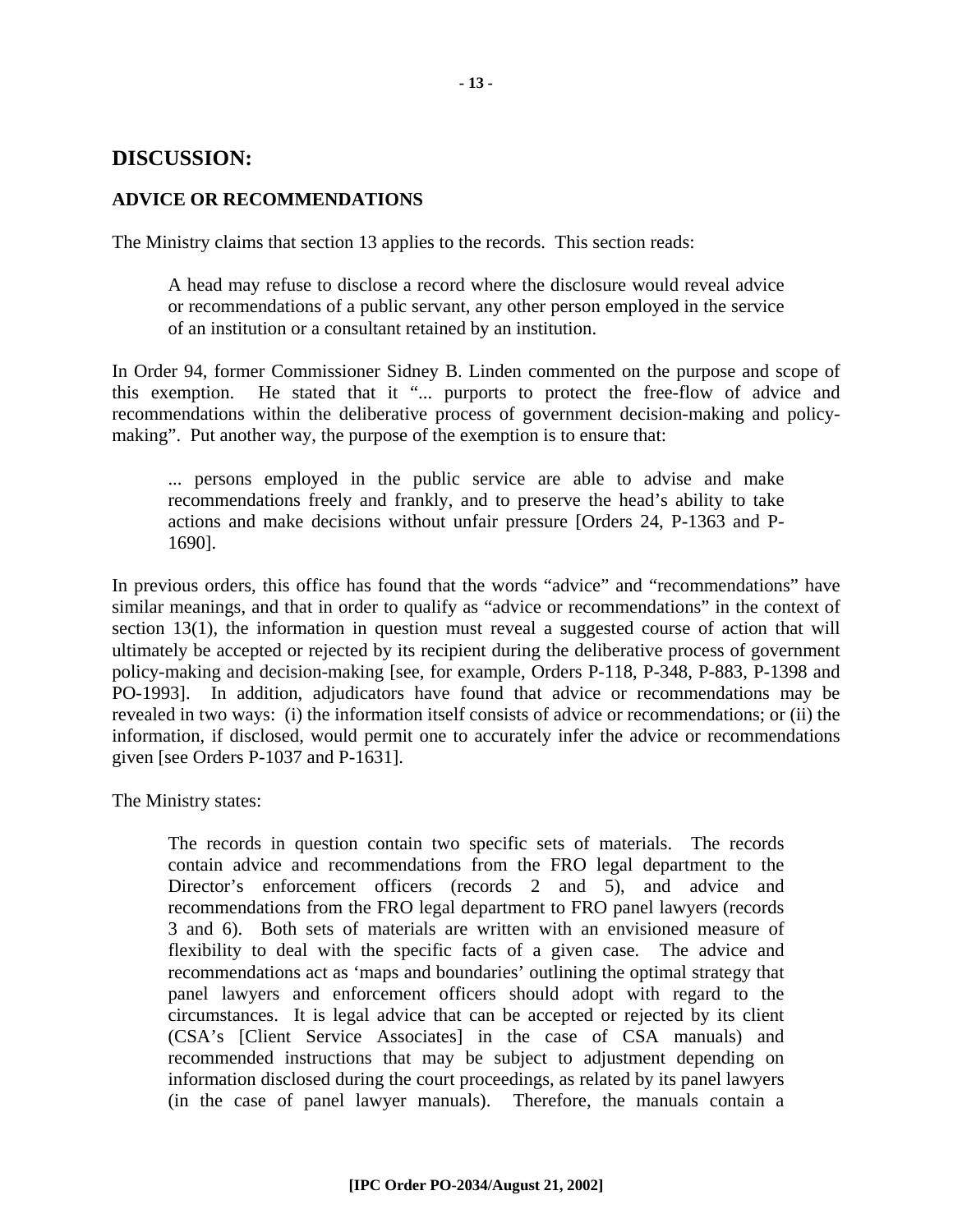## DISCUSSION:

### ADVICE OR RECOMMENDATIONS

The Ministry claims that section 13 applies to the records. This section reads:

> A head may refuse to disclose a record where the disclosure would reveal advice or recommendations of a public servant, any other person employed in the service of an institution or a consultant retained by an institution.

In Order 94, former Commissioner Sidney B. Linden commented on the purpose and scope of this exemption. He stated that it "... purports to protect the free-flow of advice and recommendations within the deliberative process of government decision-making and policy-making". Put another way, the purpose of the exemption is to ensure that:

> ... persons employed in the public service are able to advise and make recommendations freely and frankly, and to preserve the head's ability to take actions and make decisions without unfair pressure [Orders 24, P-1363 and P-1690].

In previous orders, this office has found that the words "advice" and "recommendations" have similar meanings, and that in order to qualify as "advice or recommendations" in the context of section 13(1), the information in question must reveal a suggested course of action that will ultimately be accepted or rejected by its recipient during the deliberative process of government policy-making and decision-making [see, for example, Orders P-118, P-348, P-883, P-1398 and PO-1993]. In addition, adjudicators have found that advice or recommendations may be revealed in two ways: (i) the information itself consists of advice or recommendations; or (ii) the information, if disclosed, would permit one to accurately infer the advice or recommendations given [see Orders P-1037 and P-1631].

The Ministry states:

> The records in question contain two specific sets of materials. The records contain advice and recommendations from the FRO legal department to the Director's enforcement officers (records 2 and 5), and advice and recommendations from the FRO legal department to FRO panel lawyers (records 3 and 6). Both sets of materials are written with an envisioned measure of flexibility to deal with the specific facts of a given case. The advice and recommendations act as 'maps and boundaries' outlining the optimal strategy that panel lawyers and enforcement officers should adopt with regard to the circumstances. It is legal advice that can be accepted or rejected by its client (CSA's [Client Service Associates] in the case of CSA manuals) and recommended instructions that may be subject to adjustment depending on information disclosed during the court proceedings, as related by its panel lawyers (in the case of panel lawyer manuals). Therefore, the manuals contain a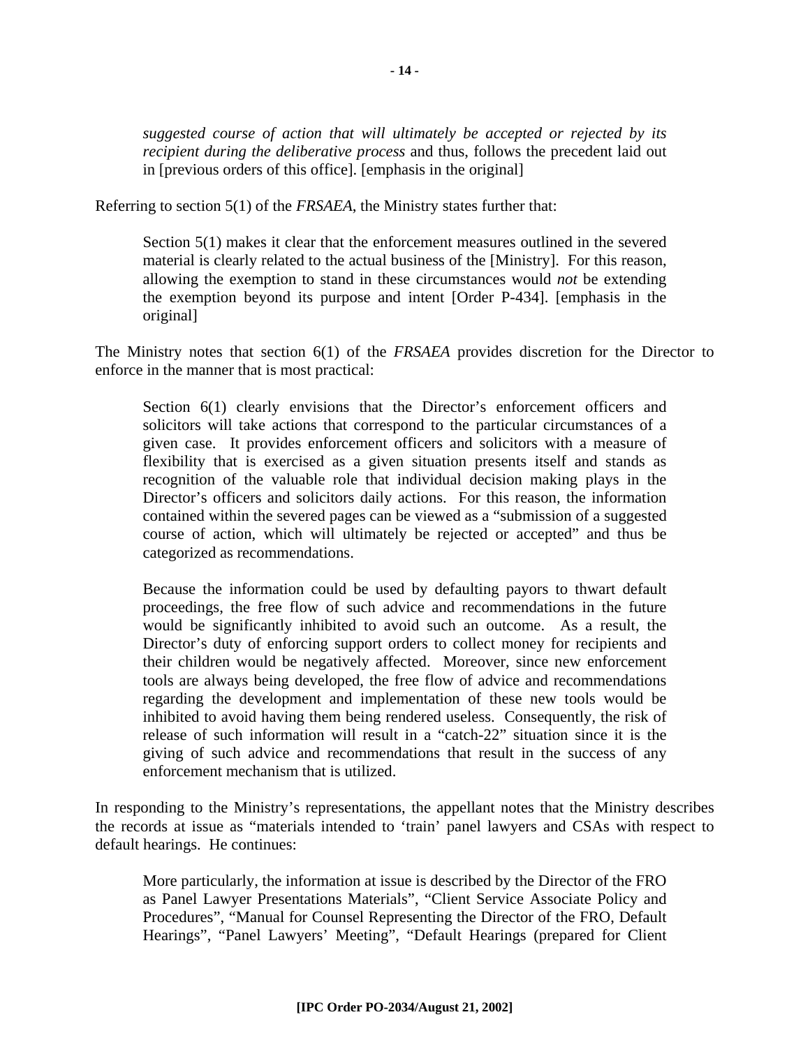> *suggested course of action that will ultimately be accepted or rejected by its recipient during the deliberative process* and thus, follows the precedent laid out in [previous orders of this office]. [emphasis in the original]

Referring to section 5(1) of the *FRSAEA*, the Ministry states further that:

> Section 5(1) makes it clear that the enforcement measures outlined in the severed material is clearly related to the actual business of the [Ministry]. For this reason, allowing the exemption to stand in these circumstances would *not* be extending the exemption beyond its purpose and intent [Order P-434]. [emphasis in the original]

The Ministry notes that section 6(1) of the *FRSAEA* provides discretion for the Director to enforce in the manner that is most practical:

> Section 6(1) clearly envisions that the Director's enforcement officers and solicitors will take actions that correspond to the particular circumstances of a given case. It provides enforcement officers and solicitors with a measure of flexibility that is exercised as a given situation presents itself and stands as recognition of the valuable role that individual decision making plays in the Director's officers and solicitors daily actions. For this reason, the information contained within the severed pages can be viewed as a "submission of a suggested course of action, which will ultimately be rejected or accepted" and thus be categorized as recommendations.
>
> Because the information could be used by defaulting payors to thwart default proceedings, the free flow of such advice and recommendations in the future would be significantly inhibited to avoid such an outcome. As a result, the Director's duty of enforcing support orders to collect money for recipients and their children would be negatively affected. Moreover, since new enforcement tools are always being developed, the free flow of advice and recommendations regarding the development and implementation of these new tools would be inhibited to avoid having them being rendered useless. Consequently, the risk of release of such information will result in a "catch-22" situation since it is the giving of such advice and recommendations that result in the success of any enforcement mechanism that is utilized.

In responding to the Ministry's representations, the appellant notes that the Ministry describes the records at issue as "materials intended to 'train' panel lawyers and CSAs with respect to default hearings. He continues:

> More particularly, the information at issue is described by the Director of the FRO as Panel Lawyer Presentations Materials", "Client Service Associate Policy and Procedures", "Manual for Counsel Representing the Director of the FRO, Default Hearings", "Panel Lawyers' Meeting", "Default Hearings (prepared for Client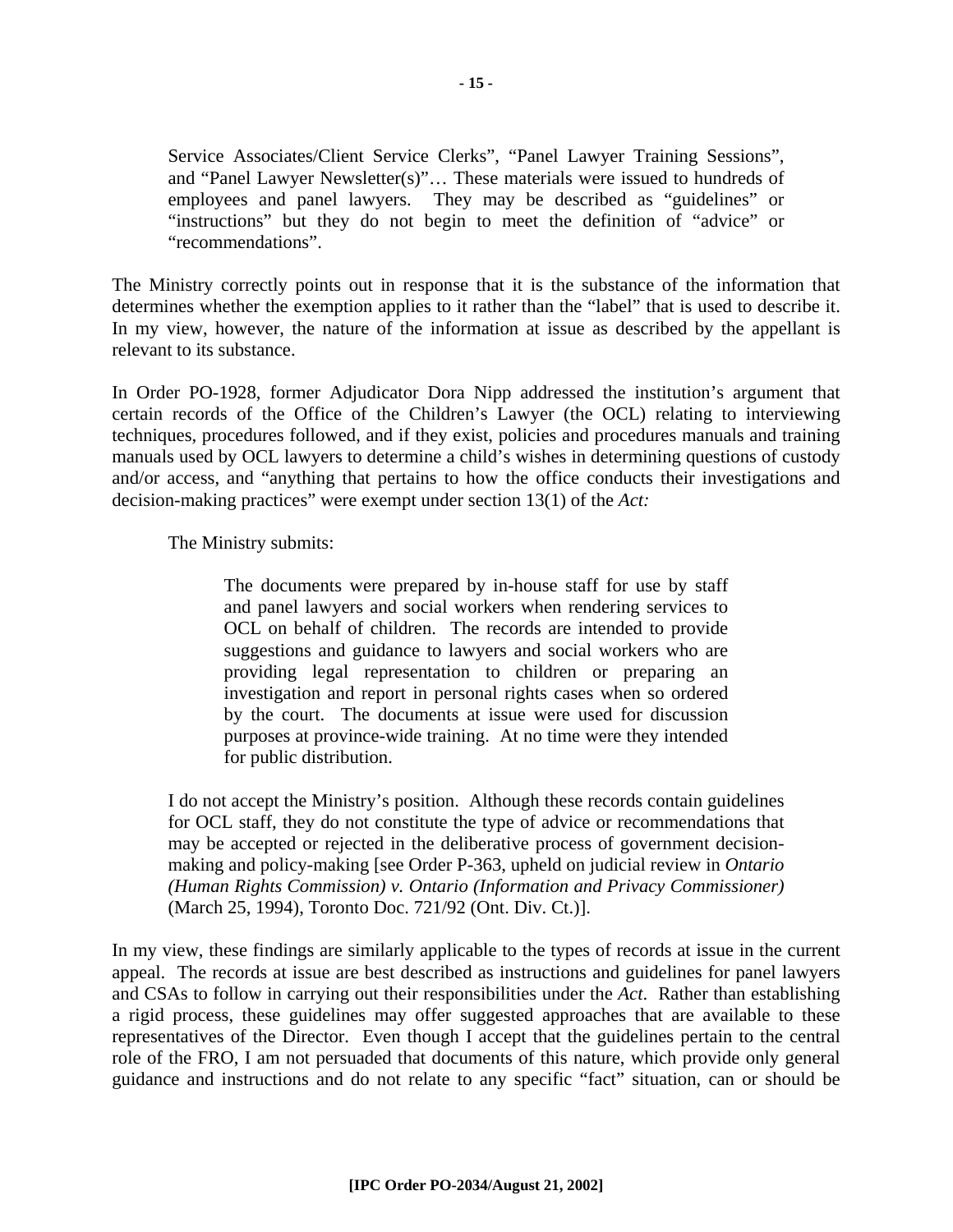> Service Associates/Client Service Clerks", "Panel Lawyer Training Sessions", and "Panel Lawyer Newsletter(s)"… These materials were issued to hundreds of employees and panel lawyers. They may be described as "guidelines" or "instructions" but they do not begin to meet the definition of "advice" or "recommendations".

The Ministry correctly points out in response that it is the substance of the information that determines whether the exemption applies to it rather than the "label" that is used to describe it. In my view, however, the nature of the information at issue as described by the appellant is relevant to its substance.

In Order PO-1928, former Adjudicator Dora Nipp addressed the institution's argument that certain records of the Office of the Children's Lawyer (the OCL) relating to interviewing techniques, procedures followed, and if they exist, policies and procedures manuals and training manuals used by OCL lawyers to determine a child's wishes in determining questions of custody and/or access, and "anything that pertains to how the office conducts their investigations and decision-making practices" were exempt under section 13(1) of the *Act:*

> The Ministry submits:
>
> > The documents were prepared by in-house staff for use by staff and panel lawyers and social workers when rendering services to OCL on behalf of children. The records are intended to provide suggestions and guidance to lawyers and social workers who are providing legal representation to children or preparing an investigation and report in personal rights cases when so ordered by the court. The documents at issue were used for discussion purposes at province-wide training. At no time were they intended for public distribution.
>
> I do not accept the Ministry's position. Although these records contain guidelines for OCL staff, they do not constitute the type of advice or recommendations that may be accepted or rejected in the deliberative process of government decision-making and policy-making [see Order P-363, upheld on judicial review in *Ontario (Human Rights Commission) v. Ontario (Information and Privacy Commissioner)* (March 25, 1994), Toronto Doc. 721/92 (Ont. Div. Ct.)].

In my view, these findings are similarly applicable to the types of records at issue in the current appeal. The records at issue are best described as instructions and guidelines for panel lawyers and CSAs to follow in carrying out their responsibilities under the *Act*. Rather than establishing a rigid process, these guidelines may offer suggested approaches that are available to these representatives of the Director. Even though I accept that the guidelines pertain to the central role of the FRO, I am not persuaded that documents of this nature, which provide only general guidance and instructions and do not relate to any specific "fact" situation, can or should be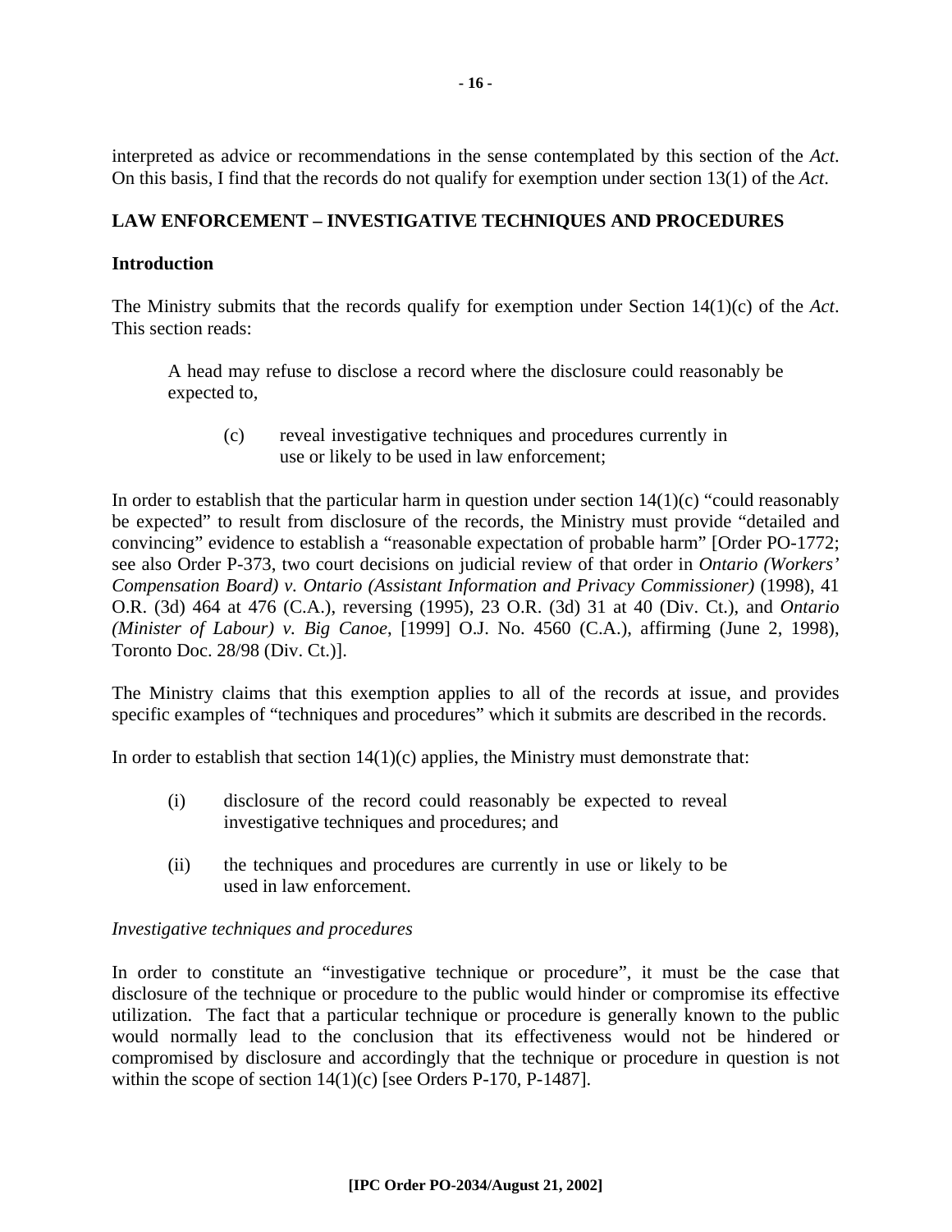interpreted as advice or recommendations in the sense contemplated by this section of the *Act*. On this basis, I find that the records do not qualify for exemption under section 13(1) of the *Act*.

## LAW ENFORCEMENT – INVESTIGATIVE TECHNIQUES AND PROCEDURES

### Introduction

The Ministry submits that the records qualify for exemption under Section 14(1)(c) of the *Act*. This section reads:

> A head may refuse to disclose a record where the disclosure could reasonably be expected to,
>
> (c) reveal investigative techniques and procedures currently in use or likely to be used in law enforcement;

In order to establish that the particular harm in question under section 14(1)(c) "could reasonably be expected" to result from disclosure of the records, the Ministry must provide "detailed and convincing" evidence to establish a "reasonable expectation of probable harm" [Order PO-1772; see also Order P-373, two court decisions on judicial review of that order in *Ontario (Workers' Compensation Board) v. Ontario (Assistant Information and Privacy Commissioner)* (1998), 41 O.R. (3d) 464 at 476 (C.A.), reversing (1995), 23 O.R. (3d) 31 at 40 (Div. Ct.), and *Ontario (Minister of Labour) v. Big Canoe*, [1999] O.J. No. 4560 (C.A.), affirming (June 2, 1998), Toronto Doc. 28/98 (Div. Ct.)].

The Ministry claims that this exemption applies to all of the records at issue, and provides specific examples of "techniques and procedures" which it submits are described in the records.

In order to establish that section 14(1)(c) applies, the Ministry must demonstrate that:

(i) disclosure of the record could reasonably be expected to reveal investigative techniques and procedures; and

(ii) the techniques and procedures are currently in use or likely to be used in law enforcement.

*Investigative techniques and procedures*

In order to constitute an "investigative technique or procedure", it must be the case that disclosure of the technique or procedure to the public would hinder or compromise its effective utilization. The fact that a particular technique or procedure is generally known to the public would normally lead to the conclusion that its effectiveness would not be hindered or compromised by disclosure and accordingly that the technique or procedure in question is not within the scope of section 14(1)(c) [see Orders P-170, P-1487].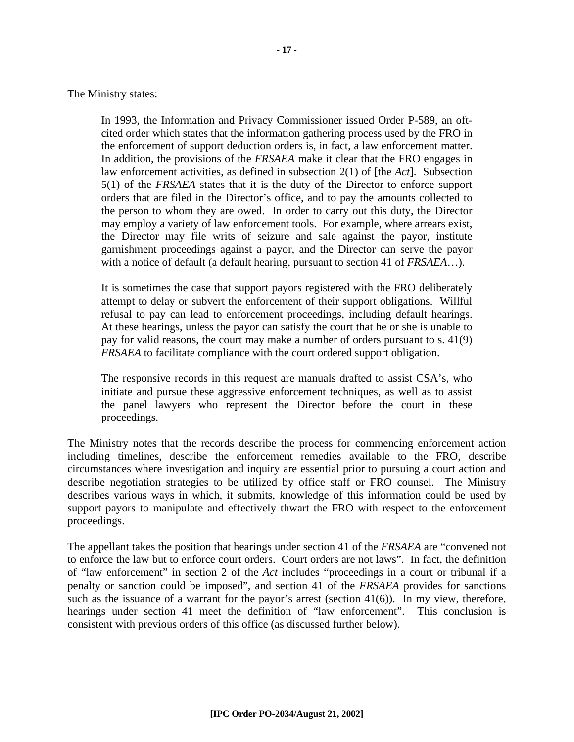The Ministry states:

> In 1993, the Information and Privacy Commissioner issued Order P-589, an oft-cited order which states that the information gathering process used by the FRO in the enforcement of support deduction orders is, in fact, a law enforcement matter. In addition, the provisions of the *FRSAEA* make it clear that the FRO engages in law enforcement activities, as defined in subsection 2(1) of [the *Act*]. Subsection 5(1) of the *FRSAEA* states that it is the duty of the Director to enforce support orders that are filed in the Director's office, and to pay the amounts collected to the person to whom they are owed. In order to carry out this duty, the Director may employ a variety of law enforcement tools. For example, where arrears exist, the Director may file writs of seizure and sale against the payor, institute garnishment proceedings against a payor, and the Director can serve the payor with a notice of default (a default hearing, pursuant to section 41 of *FRSAEA*…).
>
> It is sometimes the case that support payors registered with the FRO deliberately attempt to delay or subvert the enforcement of their support obligations. Willful refusal to pay can lead to enforcement proceedings, including default hearings. At these hearings, unless the payor can satisfy the court that he or she is unable to pay for valid reasons, the court may make a number of orders pursuant to s. 41(9) *FRSAEA* to facilitate compliance with the court ordered support obligation.
>
> The responsive records in this request are manuals drafted to assist CSA's, who initiate and pursue these aggressive enforcement techniques, as well as to assist the panel lawyers who represent the Director before the court in these proceedings.

The Ministry notes that the records describe the process for commencing enforcement action including timelines, describe the enforcement remedies available to the FRO, describe circumstances where investigation and inquiry are essential prior to pursuing a court action and describe negotiation strategies to be utilized by office staff or FRO counsel. The Ministry describes various ways in which, it submits, knowledge of this information could be used by support payors to manipulate and effectively thwart the FRO with respect to the enforcement proceedings.

The appellant takes the position that hearings under section 41 of the *FRSAEA* are "convened not to enforce the law but to enforce court orders. Court orders are not laws". In fact, the definition of "law enforcement" in section 2 of the *Act* includes "proceedings in a court or tribunal if a penalty or sanction could be imposed", and section 41 of the *FRSAEA* provides for sanctions such as the issuance of a warrant for the payor's arrest (section 41(6)). In my view, therefore, hearings under section 41 meet the definition of "law enforcement". This conclusion is consistent with previous orders of this office (as discussed further below).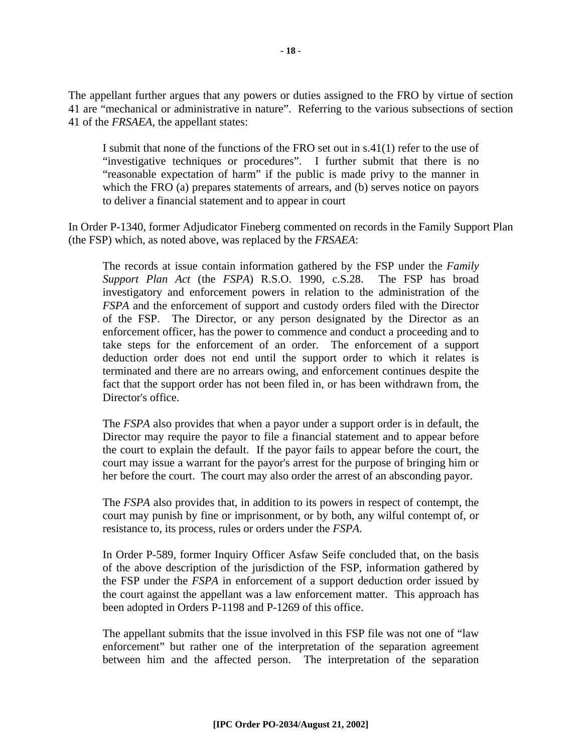The appellant further argues that any powers or duties assigned to the FRO by virtue of section 41 are "mechanical or administrative in nature". Referring to the various subsections of section 41 of the *FRSAEA*, the appellant states:

> I submit that none of the functions of the FRO set out in s.41(1) refer to the use of "investigative techniques or procedures". I further submit that there is no "reasonable expectation of harm" if the public is made privy to the manner in which the FRO (a) prepares statements of arrears, and (b) serves notice on payors to deliver a financial statement and to appear in court

In Order P-1340, former Adjudicator Fineberg commented on records in the Family Support Plan (the FSP) which, as noted above, was replaced by the *FRSAEA*:

> The records at issue contain information gathered by the FSP under the *Family Support Plan Act* (the *FSPA*) R.S.O. 1990, c.S.28. The FSP has broad investigatory and enforcement powers in relation to the administration of the *FSPA* and the enforcement of support and custody orders filed with the Director of the FSP. The Director, or any person designated by the Director as an enforcement officer, has the power to commence and conduct a proceeding and to take steps for the enforcement of an order. The enforcement of a support deduction order does not end until the support order to which it relates is terminated and there are no arrears owing, and enforcement continues despite the fact that the support order has not been filed in, or has been withdrawn from, the Director's office.
>
> The *FSPA* also provides that when a payor under a support order is in default, the Director may require the payor to file a financial statement and to appear before the court to explain the default. If the payor fails to appear before the court, the court may issue a warrant for the payor's arrest for the purpose of bringing him or her before the court. The court may also order the arrest of an absconding payor.
>
> The *FSPA* also provides that, in addition to its powers in respect of contempt, the court may punish by fine or imprisonment, or by both, any wilful contempt of, or resistance to, its process, rules or orders under the *FSPA*.
>
> In Order P-589, former Inquiry Officer Asfaw Seife concluded that, on the basis of the above description of the jurisdiction of the FSP, information gathered by the FSP under the *FSPA* in enforcement of a support deduction order issued by the court against the appellant was a law enforcement matter. This approach has been adopted in Orders P-1198 and P-1269 of this office.
>
> The appellant submits that the issue involved in this FSP file was not one of "law enforcement" but rather one of the interpretation of the separation agreement between him and the affected person. The interpretation of the separation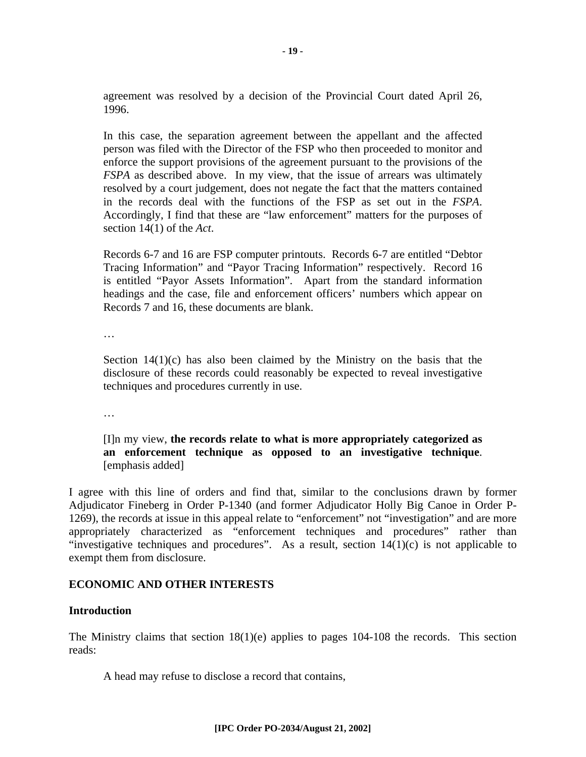> agreement was resolved by a decision of the Provincial Court dated April 26, 1996.
>
> In this case, the separation agreement between the appellant and the affected person was filed with the Director of the FSP who then proceeded to monitor and enforce the support provisions of the agreement pursuant to the provisions of the *FSPA* as described above. In my view, that the issue of arrears was ultimately resolved by a court judgement, does not negate the fact that the matters contained in the records deal with the functions of the FSP as set out in the *FSPA*. Accordingly, I find that these are "law enforcement" matters for the purposes of section 14(1) of the *Act*.
>
> Records 6-7 and 16 are FSP computer printouts. Records 6-7 are entitled "Debtor Tracing Information" and "Payor Tracing Information" respectively. Record 16 is entitled "Payor Assets Information". Apart from the standard information headings and the case, file and enforcement officers' numbers which appear on Records 7 and 16, these documents are blank.
>
> …
>
> Section 14(1)(c) has also been claimed by the Ministry on the basis that the disclosure of these records could reasonably be expected to reveal investigative techniques and procedures currently in use.
>
> …
>
> [I]n my view, **the records relate to what is more appropriately categorized as an enforcement technique as opposed to an investigative technique**. [emphasis added]

I agree with this line of orders and find that, similar to the conclusions drawn by former Adjudicator Fineberg in Order P-1340 (and former Adjudicator Holly Big Canoe in Order P-1269), the records at issue in this appeal relate to "enforcement" not "investigation" and are more appropriately characterized as "enforcement techniques and procedures" rather than "investigative techniques and procedures". As a result, section 14(1)(c) is not applicable to exempt them from disclosure.

## ECONOMIC AND OTHER INTERESTS

### Introduction

The Ministry claims that section 18(1)(e) applies to pages 104-108 the records. This section reads:

> A head may refuse to disclose a record that contains,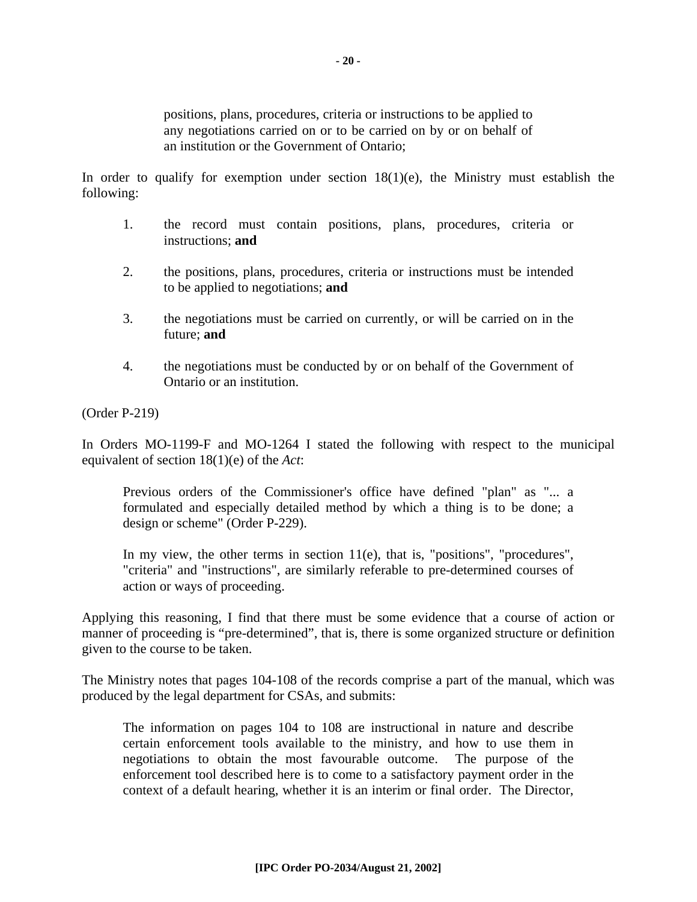> positions, plans, procedures, criteria or instructions to be applied to any negotiations carried on or to be carried on by or on behalf of an institution or the Government of Ontario;

In order to qualify for exemption under section 18(1)(e), the Ministry must establish the following:

> 1. the record must contain positions, plans, procedures, criteria or instructions; **and**
>
> 2. the positions, plans, procedures, criteria or instructions must be intended to be applied to negotiations; **and**
>
> 3. the negotiations must be carried on currently, or will be carried on in the future; **and**
>
> 4. the negotiations must be conducted by or on behalf of the Government of Ontario or an institution.

(Order P-219)

In Orders MO-1199-F and MO-1264 I stated the following with respect to the municipal equivalent of section 18(1)(e) of the *Act*:

> Previous orders of the Commissioner's office have defined "plan" as "... a formulated and especially detailed method by which a thing is to be done; a design or scheme" (Order P-229).
>
> In my view, the other terms in section 11(e), that is, "positions", "procedures", "criteria" and "instructions", are similarly referable to pre-determined courses of action or ways of proceeding.

Applying this reasoning, I find that there must be some evidence that a course of action or manner of proceeding is "pre-determined", that is, there is some organized structure or definition given to the course to be taken.

The Ministry notes that pages 104-108 of the records comprise a part of the manual, which was produced by the legal department for CSAs, and submits:

> The information on pages 104 to 108 are instructional in nature and describe certain enforcement tools available to the ministry, and how to use them in negotiations to obtain the most favourable outcome. The purpose of the enforcement tool described here is to come to a satisfactory payment order in the context of a default hearing, whether it is an interim or final order. The Director,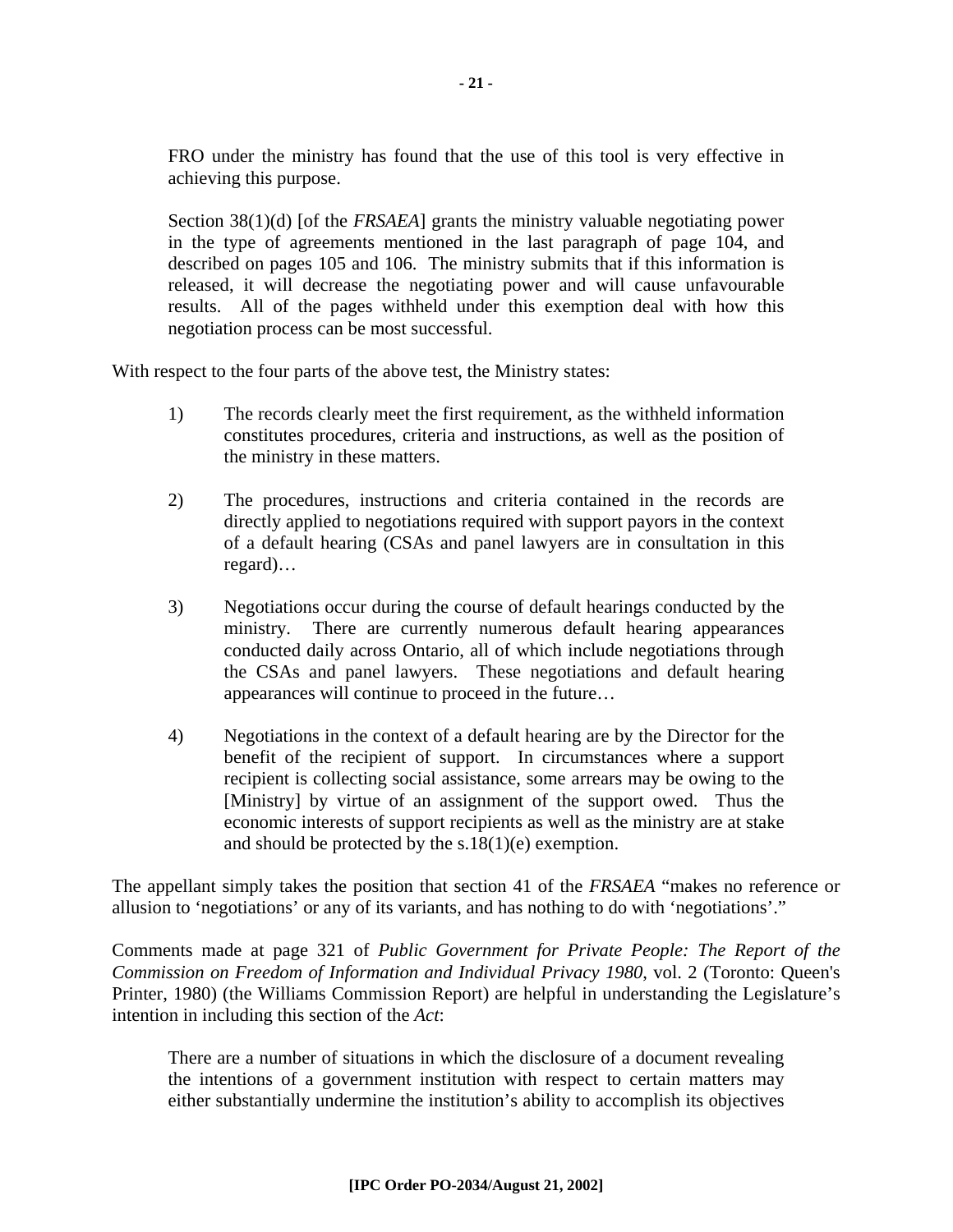> FRO under the ministry has found that the use of this tool is very effective in achieving this purpose.
>
> Section 38(1)(d) [of the *FRSAEA*] grants the ministry valuable negotiating power in the type of agreements mentioned in the last paragraph of page 104, and described on pages 105 and 106. The ministry submits that if this information is released, it will decrease the negotiating power and will cause unfavourable results. All of the pages withheld under this exemption deal with how this negotiation process can be most successful.

With respect to the four parts of the above test, the Ministry states:

> 1) The records clearly meet the first requirement, as the withheld information constitutes procedures, criteria and instructions, as well as the position of the ministry in these matters.
>
> 2) The procedures, instructions and criteria contained in the records are directly applied to negotiations required with support payors in the context of a default hearing (CSAs and panel lawyers are in consultation in this regard)…
>
> 3) Negotiations occur during the course of default hearings conducted by the ministry. There are currently numerous default hearing appearances conducted daily across Ontario, all of which include negotiations through the CSAs and panel lawyers. These negotiations and default hearing appearances will continue to proceed in the future…
>
> 4) Negotiations in the context of a default hearing are by the Director for the benefit of the recipient of support. In circumstances where a support recipient is collecting social assistance, some arrears may be owing to the [Ministry] by virtue of an assignment of the support owed. Thus the economic interests of support recipients as well as the ministry are at stake and should be protected by the s.18(1)(e) exemption.

The appellant simply takes the position that section 41 of the *FRSAEA* "makes no reference or allusion to 'negotiations' or any of its variants, and has nothing to do with 'negotiations'."

Comments made at page 321 of *Public Government for Private People: The Report of the Commission on Freedom of Information and Individual Privacy 1980*, vol. 2 (Toronto: Queen's Printer, 1980) (the Williams Commission Report) are helpful in understanding the Legislature's intention in including this section of the *Act*:

> There are a number of situations in which the disclosure of a document revealing the intentions of a government institution with respect to certain matters may either substantially undermine the institution's ability to accomplish its objectives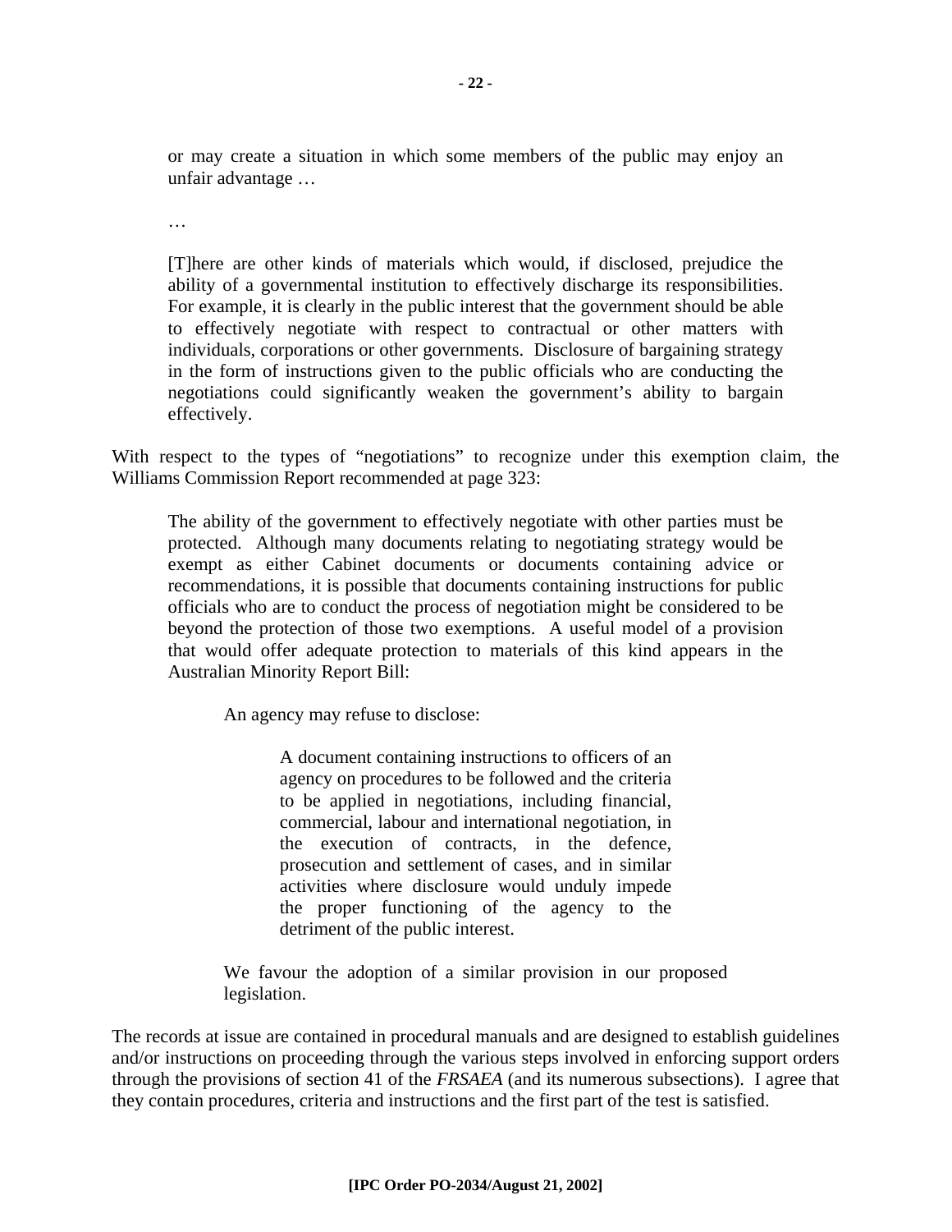> or may create a situation in which some members of the public may enjoy an unfair advantage …
>
> …
>
> [T]here are other kinds of materials which would, if disclosed, prejudice the ability of a governmental institution to effectively discharge its responsibilities. For example, it is clearly in the public interest that the government should be able to effectively negotiate with respect to contractual or other matters with individuals, corporations or other governments. Disclosure of bargaining strategy in the form of instructions given to the public officials who are conducting the negotiations could significantly weaken the government's ability to bargain effectively.

With respect to the types of "negotiations" to recognize under this exemption claim, the Williams Commission Report recommended at page 323:

> The ability of the government to effectively negotiate with other parties must be protected. Although many documents relating to negotiating strategy would be exempt as either Cabinet documents or documents containing advice or recommendations, it is possible that documents containing instructions for public officials who are to conduct the process of negotiation might be considered to be beyond the protection of those two exemptions. A useful model of a provision that would offer adequate protection to materials of this kind appears in the Australian Minority Report Bill:
>
>> An agency may refuse to disclose:
>>
>>> A document containing instructions to officers of an agency on procedures to be followed and the criteria to be applied in negotiations, including financial, commercial, labour and international negotiation, in the execution of contracts, in the defence, prosecution and settlement of cases, and in similar activities where disclosure would unduly impede the proper functioning of the agency to the detriment of the public interest.
>>
>> We favour the adoption of a similar provision in our proposed legislation.

The records at issue are contained in procedural manuals and are designed to establish guidelines and/or instructions on proceeding through the various steps involved in enforcing support orders through the provisions of section 41 of the *FRSAEA* (and its numerous subsections). I agree that they contain procedures, criteria and instructions and the first part of the test is satisfied.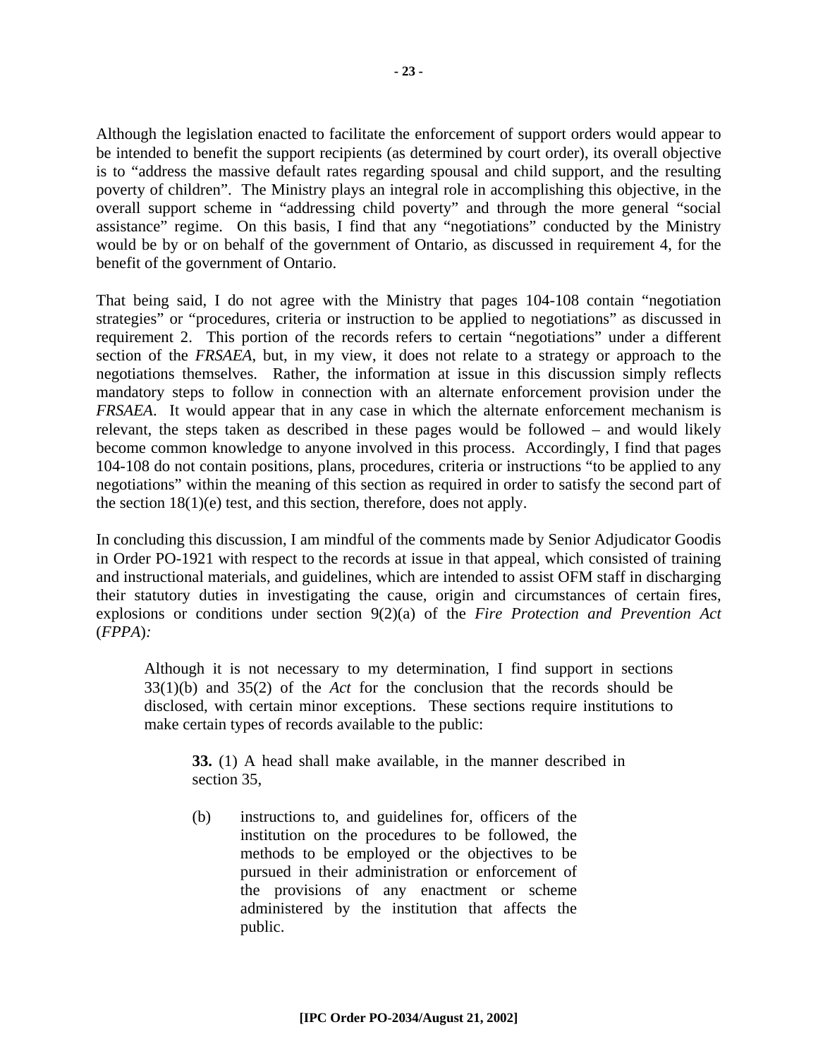Although the legislation enacted to facilitate the enforcement of support orders would appear to be intended to benefit the support recipients (as determined by court order), its overall objective is to "address the massive default rates regarding spousal and child support, and the resulting poverty of children". The Ministry plays an integral role in accomplishing this objective, in the overall support scheme in "addressing child poverty" and through the more general "social assistance" regime. On this basis, I find that any "negotiations" conducted by the Ministry would be by or on behalf of the government of Ontario, as discussed in requirement 4, for the benefit of the government of Ontario.

That being said, I do not agree with the Ministry that pages 104-108 contain "negotiation strategies" or "procedures, criteria or instruction to be applied to negotiations" as discussed in requirement 2. This portion of the records refers to certain "negotiations" under a different section of the *FRSAEA*, but, in my view, it does not relate to a strategy or approach to the negotiations themselves. Rather, the information at issue in this discussion simply reflects mandatory steps to follow in connection with an alternate enforcement provision under the *FRSAEA*. It would appear that in any case in which the alternate enforcement mechanism is relevant, the steps taken as described in these pages would be followed – and would likely become common knowledge to anyone involved in this process. Accordingly, I find that pages 104-108 do not contain positions, plans, procedures, criteria or instructions "to be applied to any negotiations" within the meaning of this section as required in order to satisfy the second part of the section 18(1)(e) test, and this section, therefore, does not apply.

In concluding this discussion, I am mindful of the comments made by Senior Adjudicator Goodis in Order PO-1921 with respect to the records at issue in that appeal, which consisted of training and instructional materials, and guidelines, which are intended to assist OFM staff in discharging their statutory duties in investigating the cause, origin and circumstances of certain fires, explosions or conditions under section 9(2)(a) of the *Fire Protection and Prevention Act* (*FPPA*)*:*

> Although it is not necessary to my determination, I find support in sections 33(1)(b) and 35(2) of the *Act* for the conclusion that the records should be disclosed, with certain minor exceptions. These sections require institutions to make certain types of records available to the public:
>
> > **33.** (1) A head shall make available, in the manner described in section 35,
> >
> > (b) instructions to, and guidelines for, officers of the institution on the procedures to be followed, the methods to be employed or the objectives to be pursued in their administration or enforcement of the provisions of any enactment or scheme administered by the institution that affects the public.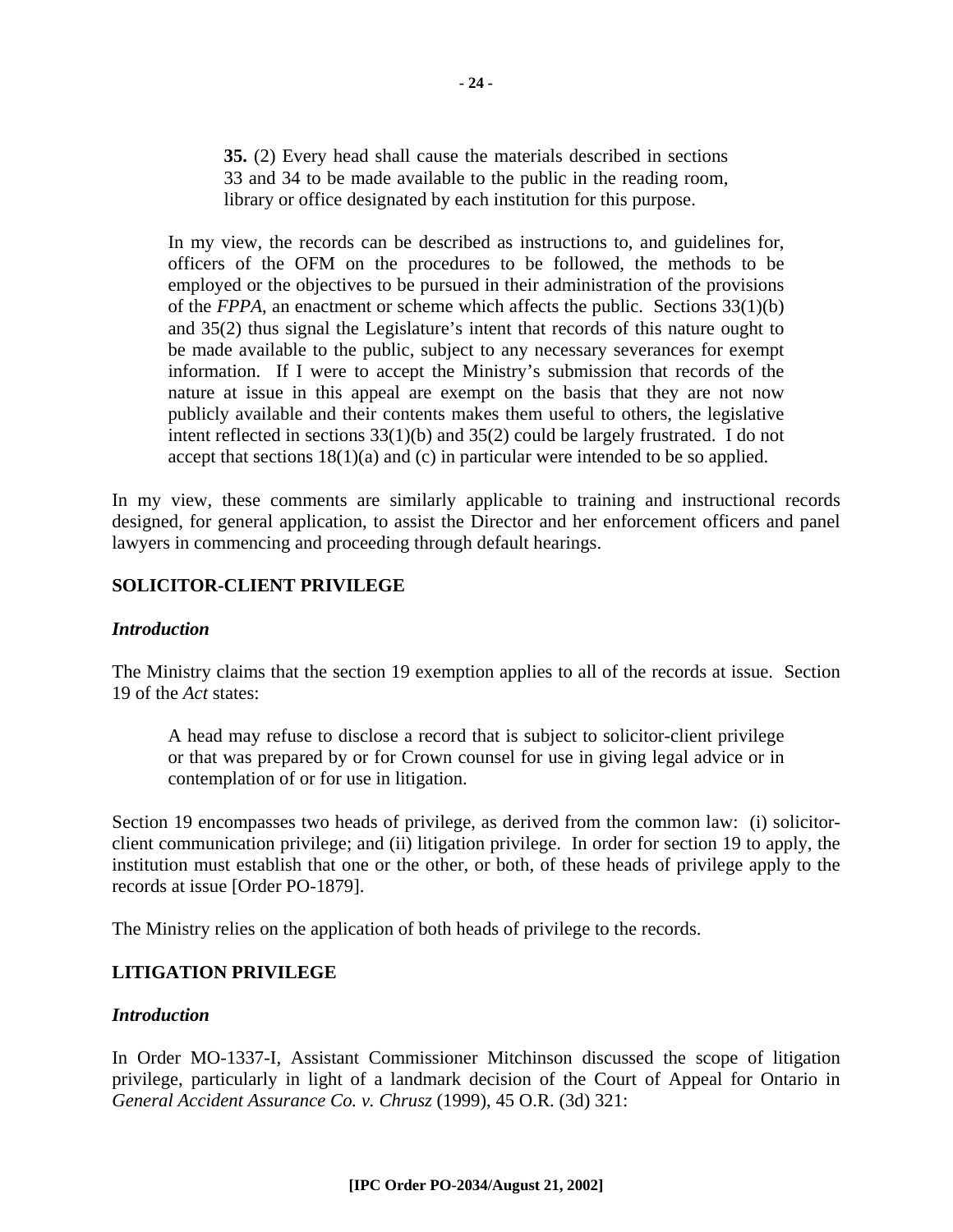> **35.** (2) Every head shall cause the materials described in sections 33 and 34 to be made available to the public in the reading room, library or office designated by each institution for this purpose.

> In my view, the records can be described as instructions to, and guidelines for, officers of the OFM on the procedures to be followed, the methods to be employed or the objectives to be pursued in their administration of the provisions of the *FPPA*, an enactment or scheme which affects the public. Sections 33(1)(b) and 35(2) thus signal the Legislature's intent that records of this nature ought to be made available to the public, subject to any necessary severances for exempt information. If I were to accept the Ministry's submission that records of the nature at issue in this appeal are exempt on the basis that they are not now publicly available and their contents makes them useful to others, the legislative intent reflected in sections 33(1)(b) and 35(2) could be largely frustrated. I do not accept that sections 18(1)(a) and (c) in particular were intended to be so applied.

In my view, these comments are similarly applicable to training and instructional records designed, for general application, to assist the Director and her enforcement officers and panel lawyers in commencing and proceeding through default hearings.

## SOLICITOR-CLIENT PRIVILEGE

### *Introduction*

The Ministry claims that the section 19 exemption applies to all of the records at issue. Section 19 of the *Act* states:

> A head may refuse to disclose a record that is subject to solicitor-client privilege or that was prepared by or for Crown counsel for use in giving legal advice or in contemplation of or for use in litigation.

Section 19 encompasses two heads of privilege, as derived from the common law: (i) solicitor-client communication privilege; and (ii) litigation privilege. In order for section 19 to apply, the institution must establish that one or the other, or both, of these heads of privilege apply to the records at issue [Order PO-1879].

The Ministry relies on the application of both heads of privilege to the records.

## LITIGATION PRIVILEGE

### *Introduction*

In Order MO-1337-I, Assistant Commissioner Mitchinson discussed the scope of litigation privilege, particularly in light of a landmark decision of the Court of Appeal for Ontario in *General Accident Assurance Co. v. Chrusz* (1999), 45 O.R. (3d) 321: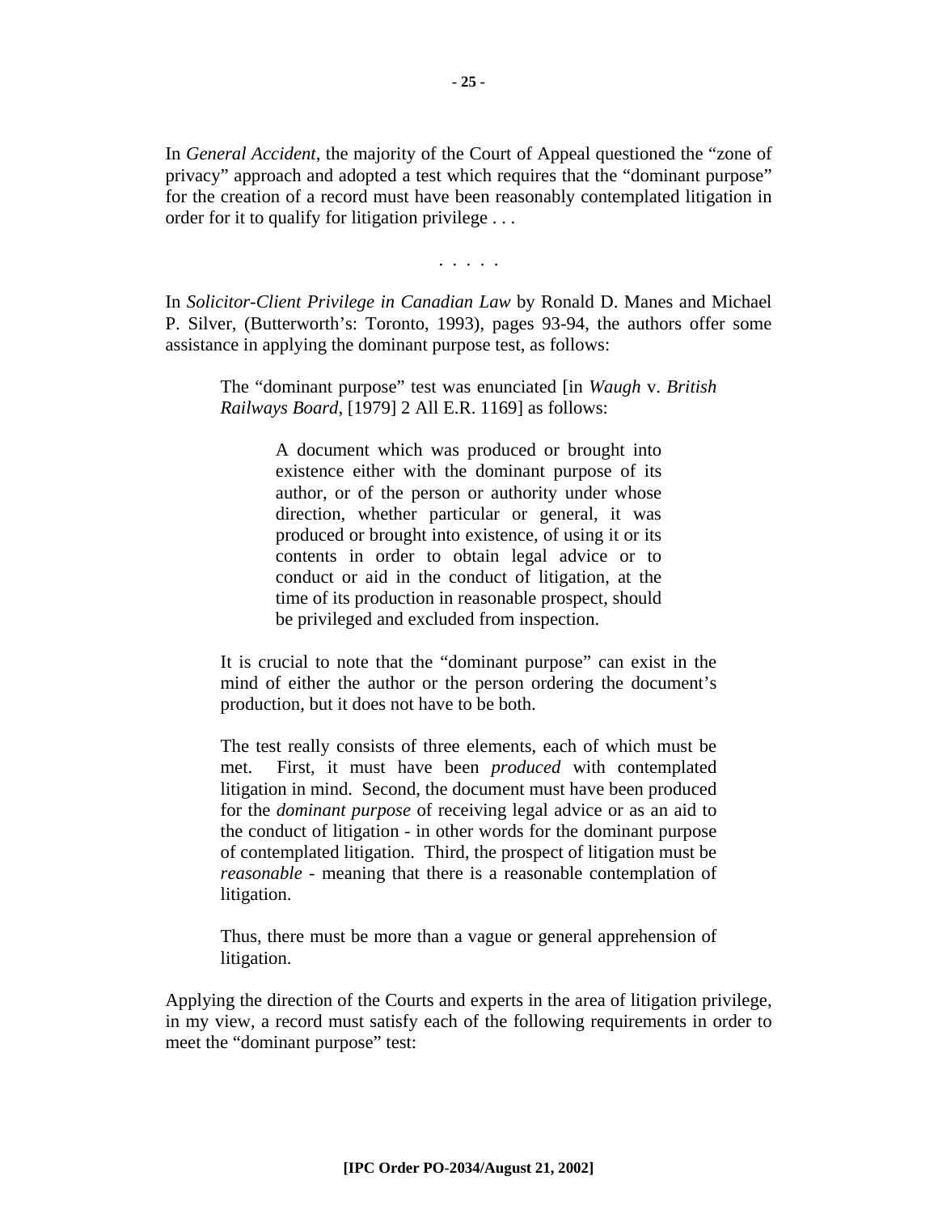In *General Accident*, the majority of the Court of Appeal questioned the "zone of privacy" approach and adopted a test which requires that the "dominant purpose" for the creation of a record must have been reasonably contemplated litigation in order for it to qualify for litigation privilege . . .

. . . . .

In *Solicitor-Client Privilege in Canadian Law* by Ronald D. Manes and Michael P. Silver, (Butterworth's: Toronto, 1993), pages 93-94, the authors offer some assistance in applying the dominant purpose test, as follows:

> The "dominant purpose" test was enunciated [in *Waugh* v. *British Railways Board*, [1979] 2 All E.R. 1169] as follows:
>
> > A document which was produced or brought into existence either with the dominant purpose of its author, or of the person or authority under whose direction, whether particular or general, it was produced or brought into existence, of using it or its contents in order to obtain legal advice or to conduct or aid in the conduct of litigation, at the time of its production in reasonable prospect, should be privileged and excluded from inspection.
>
> It is crucial to note that the "dominant purpose" can exist in the mind of either the author or the person ordering the document's production, but it does not have to be both.
>
> The test really consists of three elements, each of which must be met. First, it must have been *produced* with contemplated litigation in mind. Second, the document must have been produced for the *dominant purpose* of receiving legal advice or as an aid to the conduct of litigation - in other words for the dominant purpose of contemplated litigation. Third, the prospect of litigation must be *reasonable* - meaning that there is a reasonable contemplation of litigation.
>
> Thus, there must be more than a vague or general apprehension of litigation.

Applying the direction of the Courts and experts in the area of litigation privilege, in my view, a record must satisfy each of the following requirements in order to meet the "dominant purpose" test: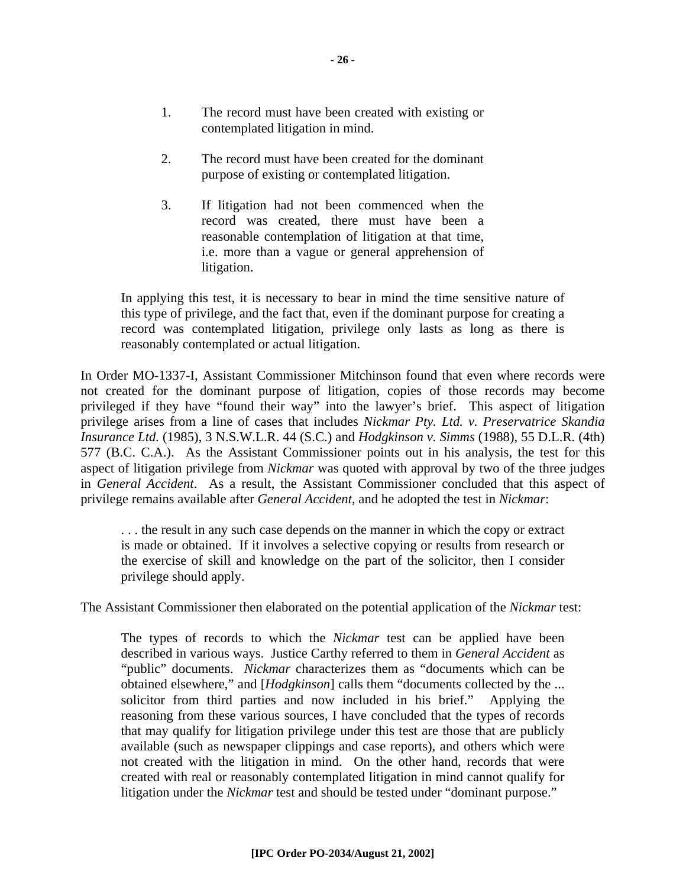> 1. The record must have been created with existing or contemplated litigation in mind.
>
> 2. The record must have been created for the dominant purpose of existing or contemplated litigation.
>
> 3. If litigation had not been commenced when the record was created, there must have been a reasonable contemplation of litigation at that time, i.e. more than a vague or general apprehension of litigation.
>
> In applying this test, it is necessary to bear in mind the time sensitive nature of this type of privilege, and the fact that, even if the dominant purpose for creating a record was contemplated litigation, privilege only lasts as long as there is reasonably contemplated or actual litigation.

In Order MO-1337-I, Assistant Commissioner Mitchinson found that even where records were not created for the dominant purpose of litigation, copies of those records may become privileged if they have "found their way" into the lawyer's brief. This aspect of litigation privilege arises from a line of cases that includes *Nickmar Pty. Ltd. v. Preservatrice Skandia Insurance Ltd.* (1985), 3 N.S.W.L.R. 44 (S.C.) and *Hodgkinson v. Simms* (1988), 55 D.L.R. (4th) 577 (B.C. C.A.). As the Assistant Commissioner points out in his analysis, the test for this aspect of litigation privilege from *Nickmar* was quoted with approval by two of the three judges in *General Accident*. As a result, the Assistant Commissioner concluded that this aspect of privilege remains available after *General Accident*, and he adopted the test in *Nickmar*:

> . . . the result in any such case depends on the manner in which the copy or extract is made or obtained. If it involves a selective copying or results from research or the exercise of skill and knowledge on the part of the solicitor, then I consider privilege should apply.

The Assistant Commissioner then elaborated on the potential application of the *Nickmar* test:

> The types of records to which the *Nickmar* test can be applied have been described in various ways. Justice Carthy referred to them in *General Accident* as "public" documents. *Nickmar* characterizes them as "documents which can be obtained elsewhere," and [*Hodgkinson*] calls them "documents collected by the ... solicitor from third parties and now included in his brief." Applying the reasoning from these various sources, I have concluded that the types of records that may qualify for litigation privilege under this test are those that are publicly available (such as newspaper clippings and case reports), and others which were not created with the litigation in mind. On the other hand, records that were created with real or reasonably contemplated litigation in mind cannot qualify for litigation under the *Nickmar* test and should be tested under "dominant purpose."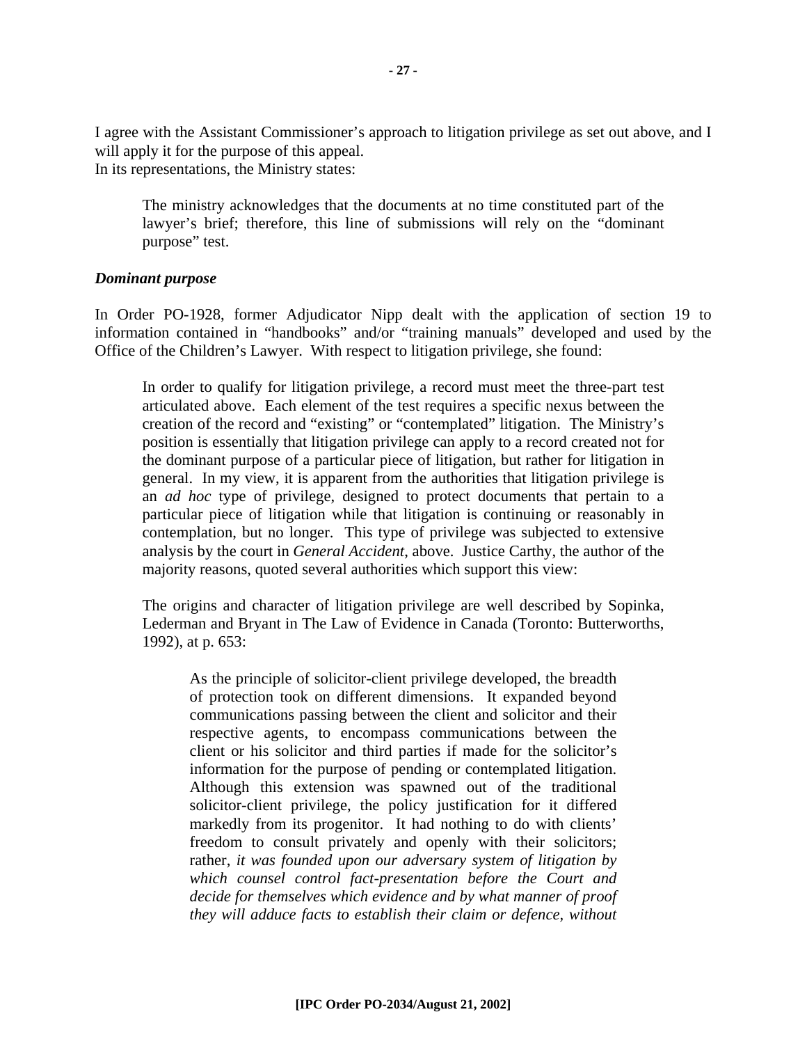I agree with the Assistant Commissioner's approach to litigation privilege as set out above, and I will apply it for the purpose of this appeal.
In its representations, the Ministry states:

> The ministry acknowledges that the documents at no time constituted part of the lawyer's brief; therefore, this line of submissions will rely on the "dominant purpose" test.

***Dominant purpose***

In Order PO-1928, former Adjudicator Nipp dealt with the application of section 19 to information contained in "handbooks" and/or "training manuals" developed and used by the Office of the Children's Lawyer. With respect to litigation privilege, she found:

> In order to qualify for litigation privilege, a record must meet the three-part test articulated above. Each element of the test requires a specific nexus between the creation of the record and "existing" or "contemplated" litigation. The Ministry's position is essentially that litigation privilege can apply to a record created not for the dominant purpose of a particular piece of litigation, but rather for litigation in general. In my view, it is apparent from the authorities that litigation privilege is an *ad hoc* type of privilege, designed to protect documents that pertain to a particular piece of litigation while that litigation is continuing or reasonably in contemplation, but no longer. This type of privilege was subjected to extensive analysis by the court in *General Accident*, above. Justice Carthy, the author of the majority reasons, quoted several authorities which support this view:
>
> The origins and character of litigation privilege are well described by Sopinka, Lederman and Bryant in The Law of Evidence in Canada (Toronto: Butterworths, 1992), at p. 653:
>
>> As the principle of solicitor-client privilege developed, the breadth of protection took on different dimensions. It expanded beyond communications passing between the client and solicitor and their respective agents, to encompass communications between the client or his solicitor and third parties if made for the solicitor's information for the purpose of pending or contemplated litigation. Although this extension was spawned out of the traditional solicitor-client privilege, the policy justification for it differed markedly from its progenitor. It had nothing to do with clients' freedom to consult privately and openly with their solicitors; rather, *it was founded upon our adversary system of litigation by which counsel control fact-presentation before the Court and decide for themselves which evidence and by what manner of proof they will adduce facts to establish their claim or defence, without*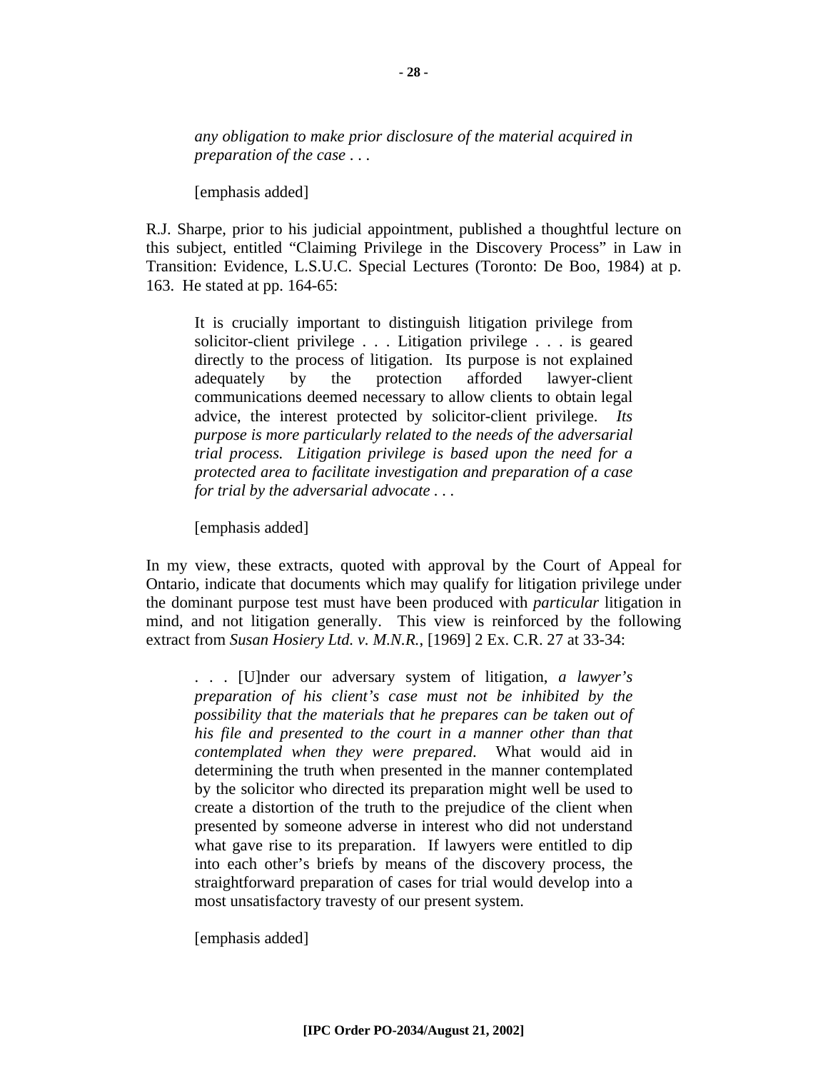> *any obligation to make prior disclosure of the material acquired in preparation of the case . . .*
>
> [emphasis added]

R.J. Sharpe, prior to his judicial appointment, published a thoughtful lecture on this subject, entitled "Claiming Privilege in the Discovery Process" in Law in Transition: Evidence, L.S.U.C. Special Lectures (Toronto: De Boo, 1984) at p. 163. He stated at pp. 164-65:

> It is crucially important to distinguish litigation privilege from solicitor-client privilege . . . Litigation privilege . . . is geared directly to the process of litigation. Its purpose is not explained adequately by the protection afforded lawyer-client communications deemed necessary to allow clients to obtain legal advice, the interest protected by solicitor-client privilege. *Its purpose is more particularly related to the needs of the adversarial trial process. Litigation privilege is based upon the need for a protected area to facilitate investigation and preparation of a case for trial by the adversarial advocate* . . .
>
> [emphasis added]

In my view, these extracts, quoted with approval by the Court of Appeal for Ontario, indicate that documents which may qualify for litigation privilege under the dominant purpose test must have been produced with *particular* litigation in mind, and not litigation generally. This view is reinforced by the following extract from *Susan Hosiery Ltd. v. M.N.R.*, [1969] 2 Ex. C.R. 27 at 33-34:

> . . . [U]nder our adversary system of litigation, *a lawyer's preparation of his client's case must not be inhibited by the possibility that the materials that he prepares can be taken out of his file and presented to the court in a manner other than that contemplated when they were prepared*. What would aid in determining the truth when presented in the manner contemplated by the solicitor who directed its preparation might well be used to create a distortion of the truth to the prejudice of the client when presented by someone adverse in interest who did not understand what gave rise to its preparation. If lawyers were entitled to dip into each other's briefs by means of the discovery process, the straightforward preparation of cases for trial would develop into a most unsatisfactory travesty of our present system.
>
> [emphasis added]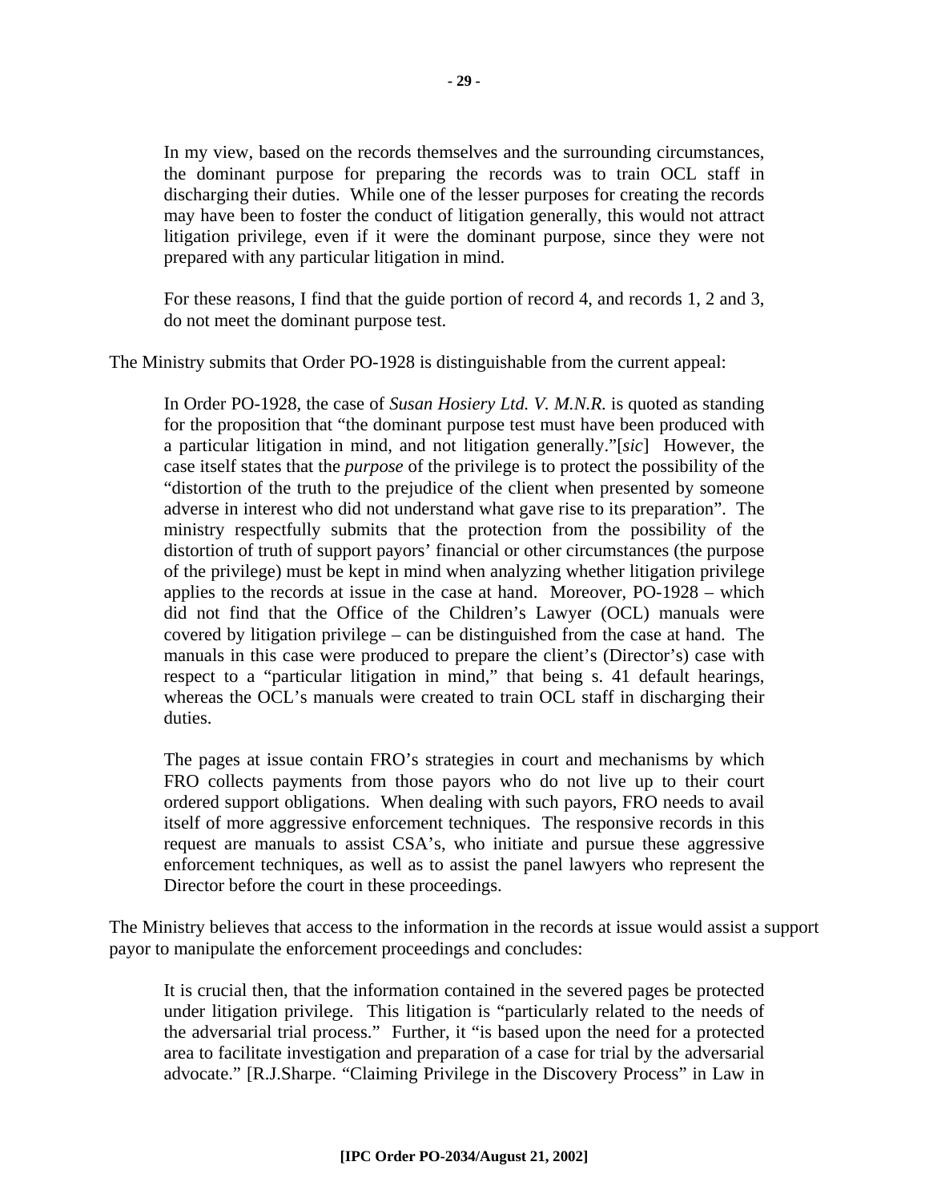> In my view, based on the records themselves and the surrounding circumstances, the dominant purpose for preparing the records was to train OCL staff in discharging their duties. While one of the lesser purposes for creating the records may have been to foster the conduct of litigation generally, this would not attract litigation privilege, even if it were the dominant purpose, since they were not prepared with any particular litigation in mind.
>
> For these reasons, I find that the guide portion of record 4, and records 1, 2 and 3, do not meet the dominant purpose test.

The Ministry submits that Order PO-1928 is distinguishable from the current appeal:

> In Order PO-1928, the case of *Susan Hosiery Ltd. V. M.N.R.* is quoted as standing for the proposition that "the dominant purpose test must have been produced with a particular litigation in mind, and not litigation generally."[*sic*] However, the case itself states that the *purpose* of the privilege is to protect the possibility of the "distortion of the truth to the prejudice of the client when presented by someone adverse in interest who did not understand what gave rise to its preparation". The ministry respectfully submits that the protection from the possibility of the distortion of truth of support payors' financial or other circumstances (the purpose of the privilege) must be kept in mind when analyzing whether litigation privilege applies to the records at issue in the case at hand. Moreover, PO-1928 – which did not find that the Office of the Children's Lawyer (OCL) manuals were covered by litigation privilege – can be distinguished from the case at hand. The manuals in this case were produced to prepare the client's (Director's) case with respect to a "particular litigation in mind," that being s. 41 default hearings, whereas the OCL's manuals were created to train OCL staff in discharging their duties.
>
> The pages at issue contain FRO's strategies in court and mechanisms by which FRO collects payments from those payors who do not live up to their court ordered support obligations. When dealing with such payors, FRO needs to avail itself of more aggressive enforcement techniques. The responsive records in this request are manuals to assist CSA's, who initiate and pursue these aggressive enforcement techniques, as well as to assist the panel lawyers who represent the Director before the court in these proceedings.

The Ministry believes that access to the information in the records at issue would assist a support payor to manipulate the enforcement proceedings and concludes:

> It is crucial then, that the information contained in the severed pages be protected under litigation privilege. This litigation is "particularly related to the needs of the adversarial trial process." Further, it "is based upon the need for a protected area to facilitate investigation and preparation of a case for trial by the adversarial advocate." [R.J.Sharpe. "Claiming Privilege in the Discovery Process" in Law in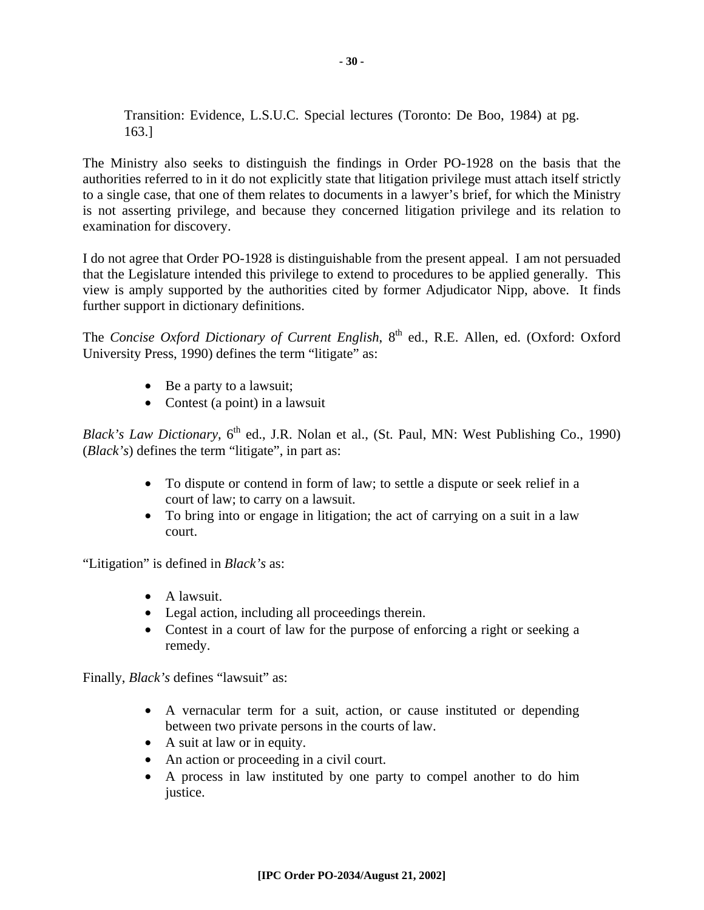> Transition: Evidence, L.S.U.C. Special lectures (Toronto: De Boo, 1984) at pg. 163.]

The Ministry also seeks to distinguish the findings in Order PO-1928 on the basis that the authorities referred to in it do not explicitly state that litigation privilege must attach itself strictly to a single case, that one of them relates to documents in a lawyer's brief, for which the Ministry is not asserting privilege, and because they concerned litigation privilege and its relation to examination for discovery.

I do not agree that Order PO-1928 is distinguishable from the present appeal. I am not persuaded that the Legislature intended this privilege to extend to procedures to be applied generally. This view is amply supported by the authorities cited by former Adjudicator Nipp, above. It finds further support in dictionary definitions.

The *Concise Oxford Dictionary of Current English*, 8th ed., R.E. Allen, ed. (Oxford: Oxford University Press, 1990) defines the term "litigate" as:

- Be a party to a lawsuit;
- Contest (a point) in a lawsuit

*Black's Law Dictionary*, 6th ed., J.R. Nolan et al., (St. Paul, MN: West Publishing Co., 1990) (*Black's*) defines the term "litigate", in part as:

- To dispute or contend in form of law; to settle a dispute or seek relief in a court of law; to carry on a lawsuit.
- To bring into or engage in litigation; the act of carrying on a suit in a law court.

"Litigation" is defined in *Black's* as:

- A lawsuit.
- Legal action, including all proceedings therein.
- Contest in a court of law for the purpose of enforcing a right or seeking a remedy.

Finally, *Black's* defines "lawsuit" as:

- A vernacular term for a suit, action, or cause instituted or depending between two private persons in the courts of law.
- A suit at law or in equity.
- An action or proceeding in a civil court.
- A process in law instituted by one party to compel another to do him justice.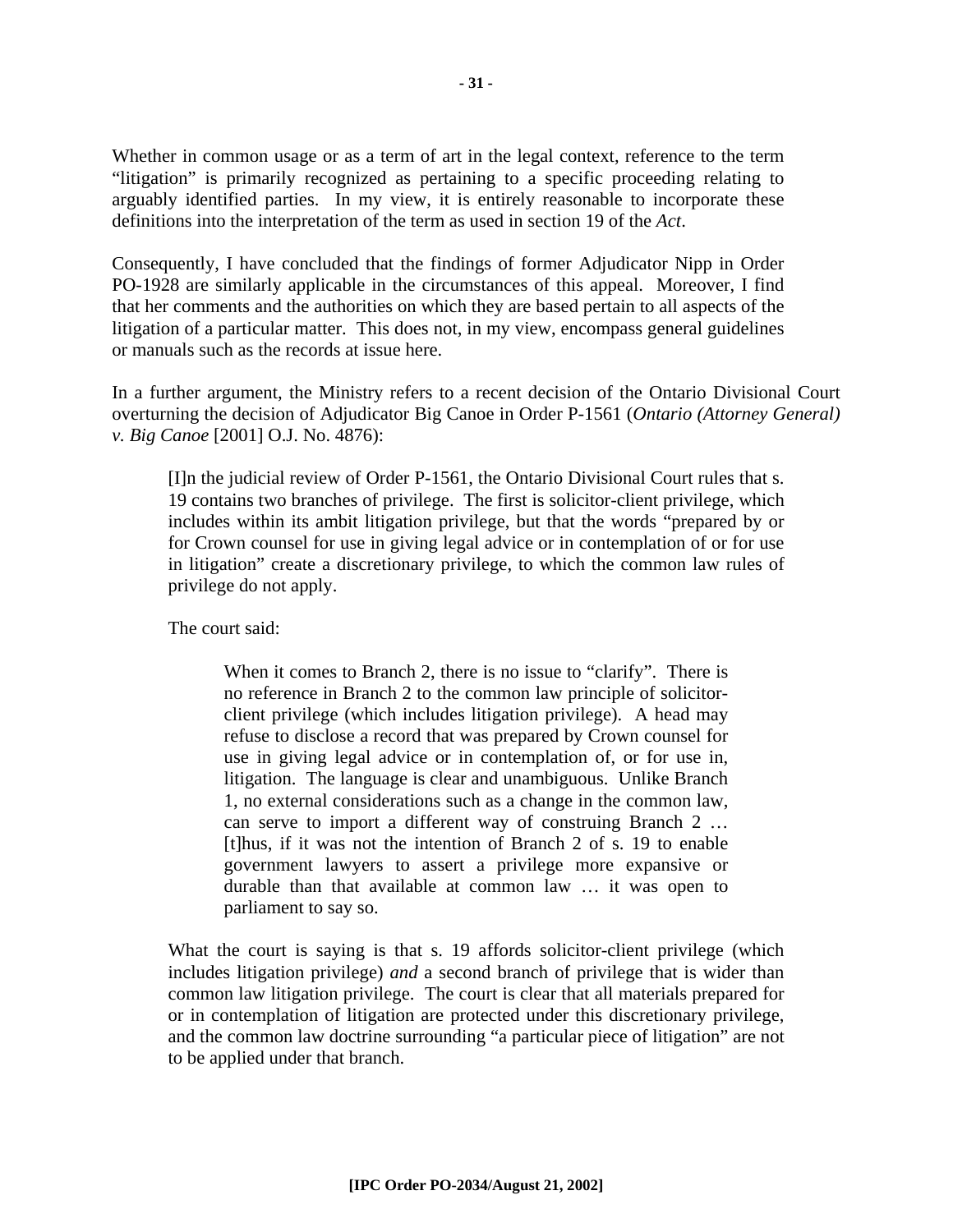Whether in common usage or as a term of art in the legal context, reference to the term "litigation" is primarily recognized as pertaining to a specific proceeding relating to arguably identified parties. In my view, it is entirely reasonable to incorporate these definitions into the interpretation of the term as used in section 19 of the *Act*.

Consequently, I have concluded that the findings of former Adjudicator Nipp in Order PO-1928 are similarly applicable in the circumstances of this appeal. Moreover, I find that her comments and the authorities on which they are based pertain to all aspects of the litigation of a particular matter. This does not, in my view, encompass general guidelines or manuals such as the records at issue here.

In a further argument, the Ministry refers to a recent decision of the Ontario Divisional Court overturning the decision of Adjudicator Big Canoe in Order P-1561 (*Ontario (Attorney General) v. Big Canoe* [2001] O.J. No. 4876):

> [I]n the judicial review of Order P-1561, the Ontario Divisional Court rules that s. 19 contains two branches of privilege. The first is solicitor-client privilege, which includes within its ambit litigation privilege, but that the words "prepared by or for Crown counsel for use in giving legal advice or in contemplation of or for use in litigation" create a discretionary privilege, to which the common law rules of privilege do not apply.
>
> The court said:
>
>> When it comes to Branch 2, there is no issue to "clarify". There is no reference in Branch 2 to the common law principle of solicitor-client privilege (which includes litigation privilege). A head may refuse to disclose a record that was prepared by Crown counsel for use in giving legal advice or in contemplation of, or for use in, litigation. The language is clear and unambiguous. Unlike Branch 1, no external considerations such as a change in the common law, can serve to import a different way of construing Branch 2 … [t]hus, if it was not the intention of Branch 2 of s. 19 to enable government lawyers to assert a privilege more expansive or durable than that available at common law … it was open to parliament to say so.
>
> What the court is saying is that s. 19 affords solicitor-client privilege (which includes litigation privilege) *and* a second branch of privilege that is wider than common law litigation privilege. The court is clear that all materials prepared for or in contemplation of litigation are protected under this discretionary privilege, and the common law doctrine surrounding "a particular piece of litigation" are not to be applied under that branch.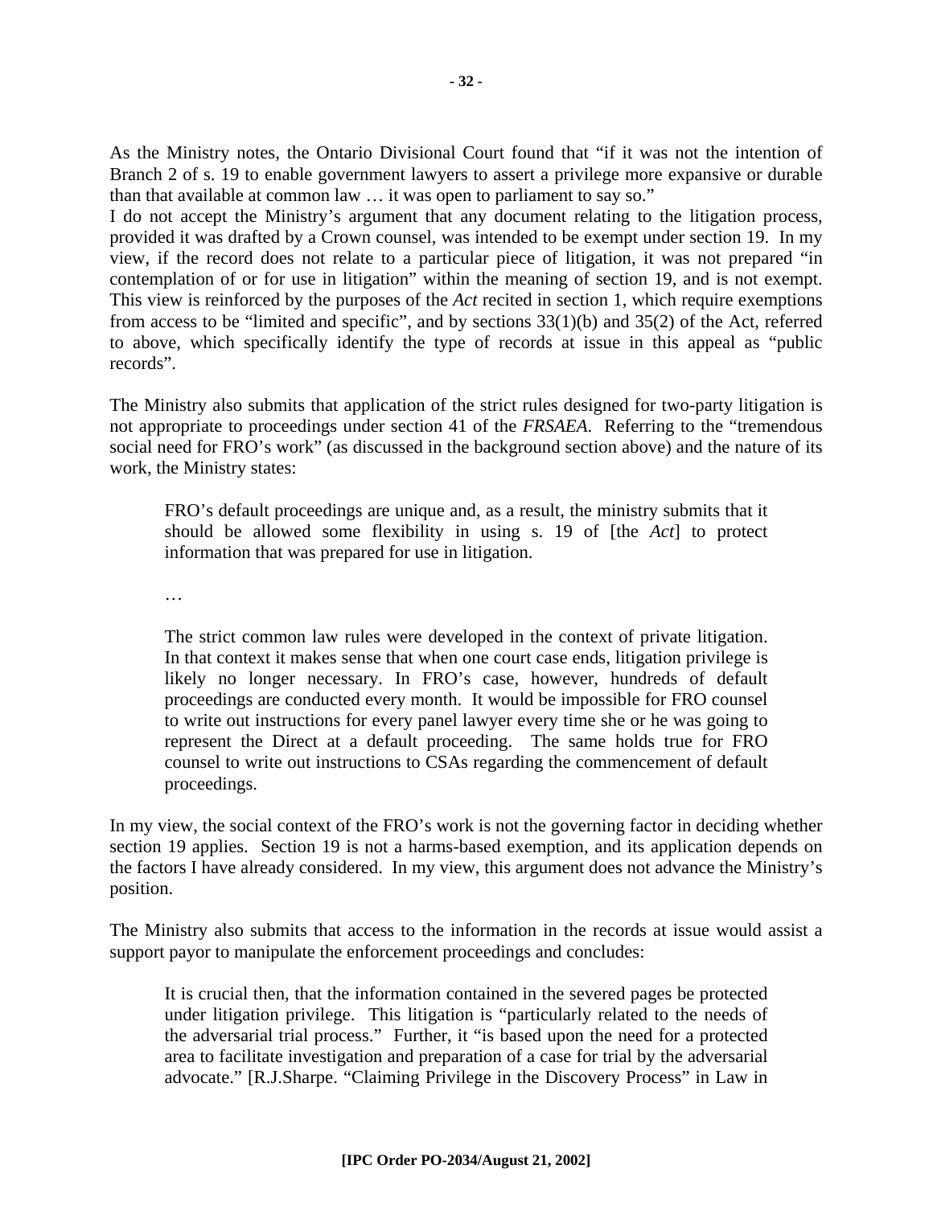As the Ministry notes, the Ontario Divisional Court found that "if it was not the intention of Branch 2 of s. 19 to enable government lawyers to assert a privilege more expansive or durable than that available at common law … it was open to parliament to say so."

I do not accept the Ministry's argument that any document relating to the litigation process, provided it was drafted by a Crown counsel, was intended to be exempt under section 19. In my view, if the record does not relate to a particular piece of litigation, it was not prepared "in contemplation of or for use in litigation" within the meaning of section 19, and is not exempt. This view is reinforced by the purposes of the *Act* recited in section 1, which require exemptions from access to be "limited and specific", and by sections 33(1)(b) and 35(2) of the Act, referred to above, which specifically identify the type of records at issue in this appeal as "public records".

The Ministry also submits that application of the strict rules designed for two-party litigation is not appropriate to proceedings under section 41 of the *FRSAEA*. Referring to the "tremendous social need for FRO's work" (as discussed in the background section above) and the nature of its work, the Ministry states:

> FRO's default proceedings are unique and, as a result, the ministry submits that it should be allowed some flexibility in using s. 19 of [the *Act*] to protect information that was prepared for use in litigation.
>
> …
>
> The strict common law rules were developed in the context of private litigation. In that context it makes sense that when one court case ends, litigation privilege is likely no longer necessary. In FRO's case, however, hundreds of default proceedings are conducted every month. It would be impossible for FRO counsel to write out instructions for every panel lawyer every time she or he was going to represent the Direct at a default proceeding. The same holds true for FRO counsel to write out instructions to CSAs regarding the commencement of default proceedings.

In my view, the social context of the FRO's work is not the governing factor in deciding whether section 19 applies. Section 19 is not a harms-based exemption, and its application depends on the factors I have already considered. In my view, this argument does not advance the Ministry's position.

The Ministry also submits that access to the information in the records at issue would assist a support payor to manipulate the enforcement proceedings and concludes:

> It is crucial then, that the information contained in the severed pages be protected under litigation privilege. This litigation is "particularly related to the needs of the adversarial trial process." Further, it "is based upon the need for a protected area to facilitate investigation and preparation of a case for trial by the adversarial advocate." [R.J.Sharpe. "Claiming Privilege in the Discovery Process" in Law in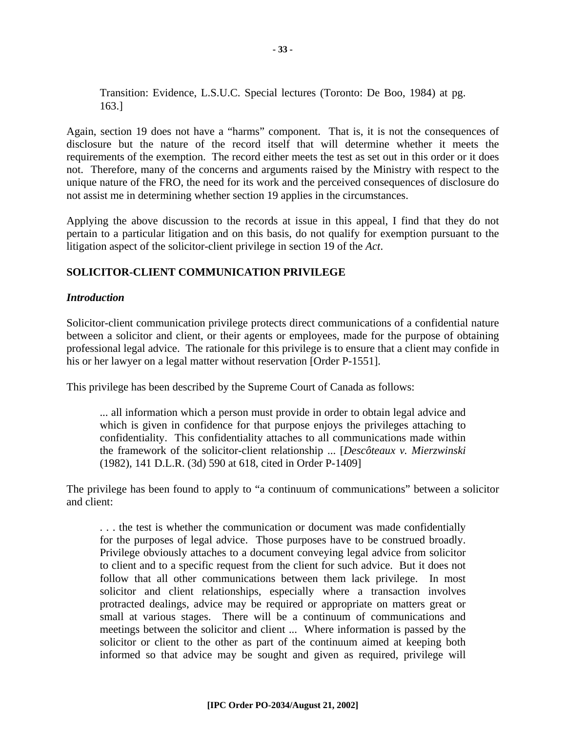> Transition: Evidence, L.S.U.C. Special lectures (Toronto: De Boo, 1984) at pg. 163.]

Again, section 19 does not have a "harms" component. That is, it is not the consequences of disclosure but the nature of the record itself that will determine whether it meets the requirements of the exemption. The record either meets the test as set out in this order or it does not. Therefore, many of the concerns and arguments raised by the Ministry with respect to the unique nature of the FRO, the need for its work and the perceived consequences of disclosure do not assist me in determining whether section 19 applies in the circumstances.

Applying the above discussion to the records at issue in this appeal, I find that they do not pertain to a particular litigation and on this basis, do not qualify for exemption pursuant to the litigation aspect of the solicitor-client privilege in section 19 of the *Act*.

**SOLICITOR-CLIENT COMMUNICATION PRIVILEGE**

***Introduction***

Solicitor-client communication privilege protects direct communications of a confidential nature between a solicitor and client, or their agents or employees, made for the purpose of obtaining professional legal advice. The rationale for this privilege is to ensure that a client may confide in his or her lawyer on a legal matter without reservation [Order P-1551].

This privilege has been described by the Supreme Court of Canada as follows:

> ... all information which a person must provide in order to obtain legal advice and which is given in confidence for that purpose enjoys the privileges attaching to confidentiality. This confidentiality attaches to all communications made within the framework of the solicitor-client relationship ... [*Descôteaux v. Mierzwinski* (1982), 141 D.L.R. (3d) 590 at 618, cited in Order P-1409]

The privilege has been found to apply to "a continuum of communications" between a solicitor and client:

> . . . the test is whether the communication or document was made confidentially for the purposes of legal advice. Those purposes have to be construed broadly. Privilege obviously attaches to a document conveying legal advice from solicitor to client and to a specific request from the client for such advice. But it does not follow that all other communications between them lack privilege. In most solicitor and client relationships, especially where a transaction involves protracted dealings, advice may be required or appropriate on matters great or small at various stages. There will be a continuum of communications and meetings between the solicitor and client ... Where information is passed by the solicitor or client to the other as part of the continuum aimed at keeping both informed so that advice may be sought and given as required, privilege will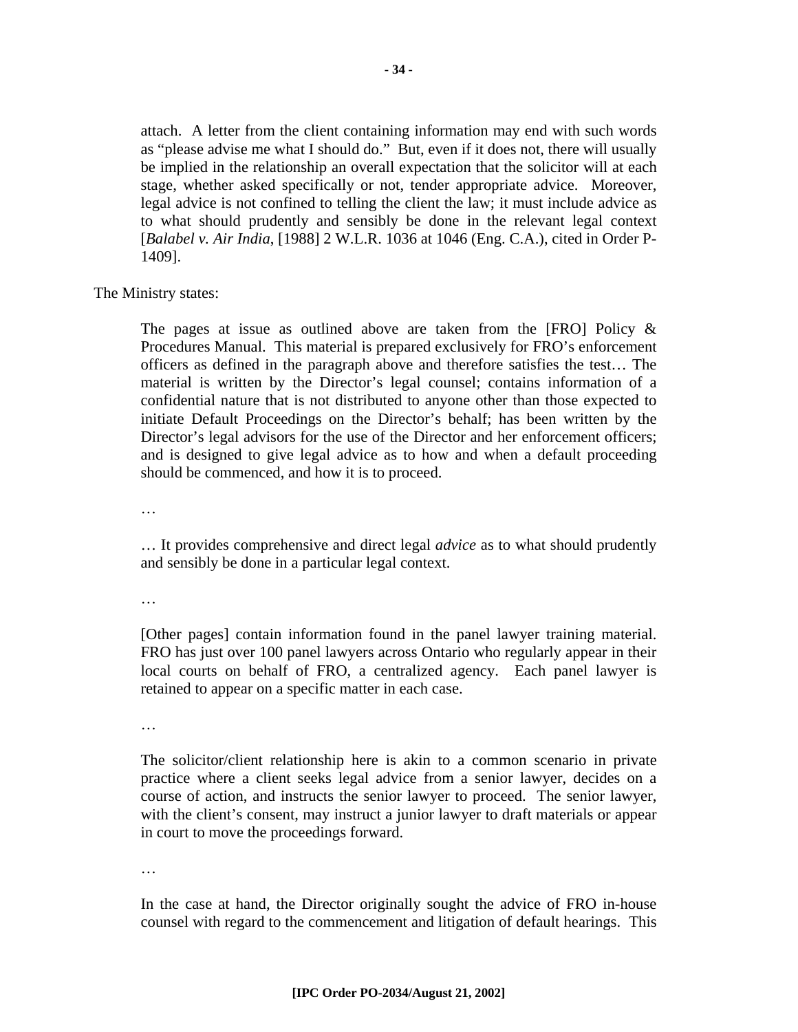> attach. A letter from the client containing information may end with such words as "please advise me what I should do." But, even if it does not, there will usually be implied in the relationship an overall expectation that the solicitor will at each stage, whether asked specifically or not, tender appropriate advice. Moreover, legal advice is not confined to telling the client the law; it must include advice as to what should prudently and sensibly be done in the relevant legal context [*Balabel v. Air India*, [1988] 2 W.L.R. 1036 at 1046 (Eng. C.A.), cited in Order P-1409].

The Ministry states:

> The pages at issue as outlined above are taken from the [FRO] Policy & Procedures Manual. This material is prepared exclusively for FRO's enforcement officers as defined in the paragraph above and therefore satisfies the test… The material is written by the Director's legal counsel; contains information of a confidential nature that is not distributed to anyone other than those expected to initiate Default Proceedings on the Director's behalf; has been written by the Director's legal advisors for the use of the Director and her enforcement officers; and is designed to give legal advice as to how and when a default proceeding should be commenced, and how it is to proceed.
>
> …
>
> … It provides comprehensive and direct legal *advice* as to what should prudently and sensibly be done in a particular legal context.
>
> …
>
> [Other pages] contain information found in the panel lawyer training material. FRO has just over 100 panel lawyers across Ontario who regularly appear in their local courts on behalf of FRO, a centralized agency. Each panel lawyer is retained to appear on a specific matter in each case.
>
> …
>
> The solicitor/client relationship here is akin to a common scenario in private practice where a client seeks legal advice from a senior lawyer, decides on a course of action, and instructs the senior lawyer to proceed. The senior lawyer, with the client's consent, may instruct a junior lawyer to draft materials or appear in court to move the proceedings forward.
>
> …
>
> In the case at hand, the Director originally sought the advice of FRO in-house counsel with regard to the commencement and litigation of default hearings. This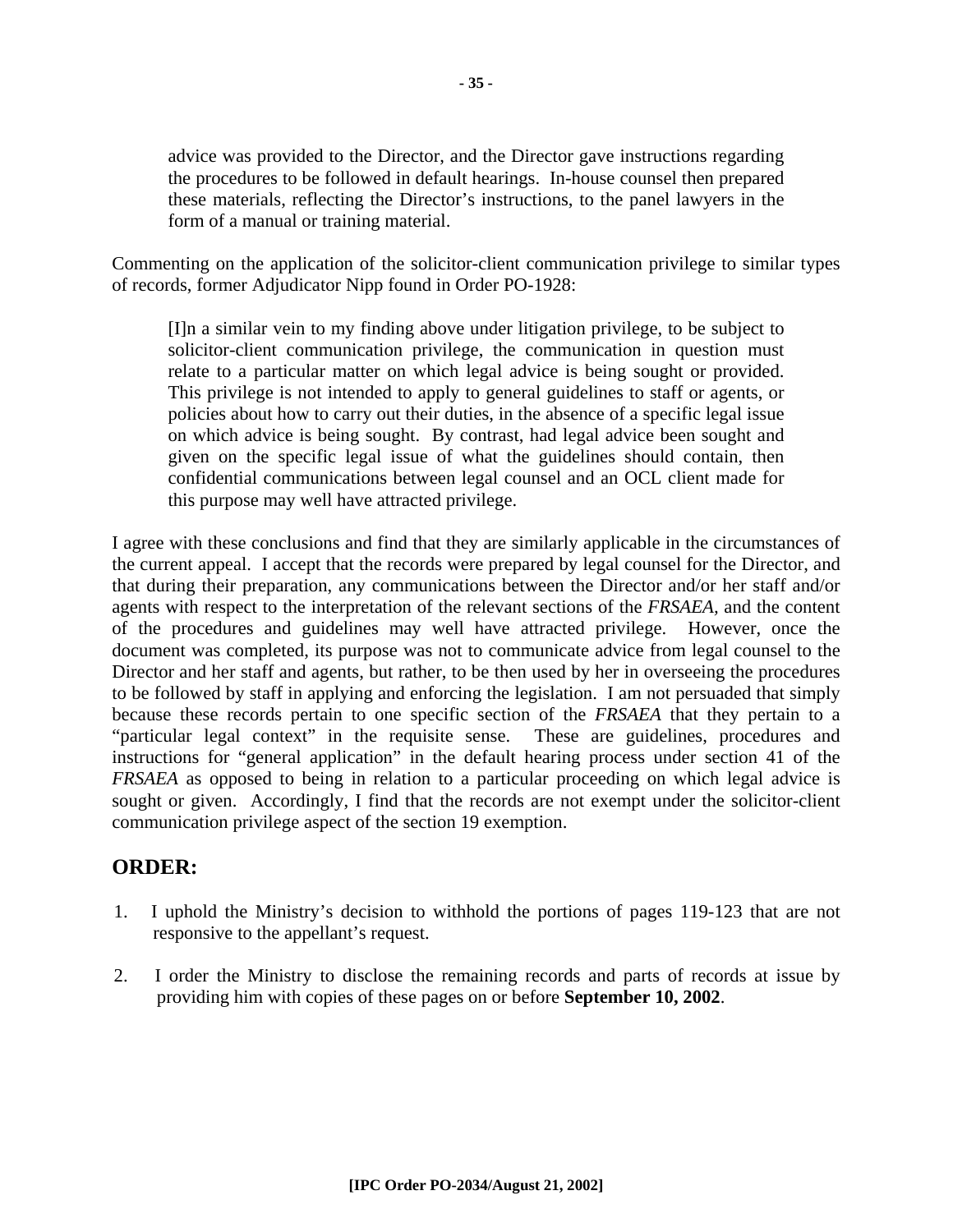> advice was provided to the Director, and the Director gave instructions regarding the procedures to be followed in default hearings. In-house counsel then prepared these materials, reflecting the Director's instructions, to the panel lawyers in the form of a manual or training material.

Commenting on the application of the solicitor-client communication privilege to similar types of records, former Adjudicator Nipp found in Order PO-1928:

> [I]n a similar vein to my finding above under litigation privilege, to be subject to solicitor-client communication privilege, the communication in question must relate to a particular matter on which legal advice is being sought or provided. This privilege is not intended to apply to general guidelines to staff or agents, or policies about how to carry out their duties, in the absence of a specific legal issue on which advice is being sought. By contrast, had legal advice been sought and given on the specific legal issue of what the guidelines should contain, then confidential communications between legal counsel and an OCL client made for this purpose may well have attracted privilege.

I agree with these conclusions and find that they are similarly applicable in the circumstances of the current appeal. I accept that the records were prepared by legal counsel for the Director, and that during their preparation, any communications between the Director and/or her staff and/or agents with respect to the interpretation of the relevant sections of the *FRSAEA*, and the content of the procedures and guidelines may well have attracted privilege. However, once the document was completed, its purpose was not to communicate advice from legal counsel to the Director and her staff and agents, but rather, to be then used by her in overseeing the procedures to be followed by staff in applying and enforcing the legislation. I am not persuaded that simply because these records pertain to one specific section of the *FRSAEA* that they pertain to a "particular legal context" in the requisite sense. These are guidelines, procedures and instructions for "general application" in the default hearing process under section 41 of the *FRSAEA* as opposed to being in relation to a particular proceeding on which legal advice is sought or given. Accordingly, I find that the records are not exempt under the solicitor-client communication privilege aspect of the section 19 exemption.

## ORDER:

1. I uphold the Ministry's decision to withhold the portions of pages 119-123 that are not responsive to the appellant's request.

2. I order the Ministry to disclose the remaining records and parts of records at issue by providing him with copies of these pages on or before **September 10, 2002**.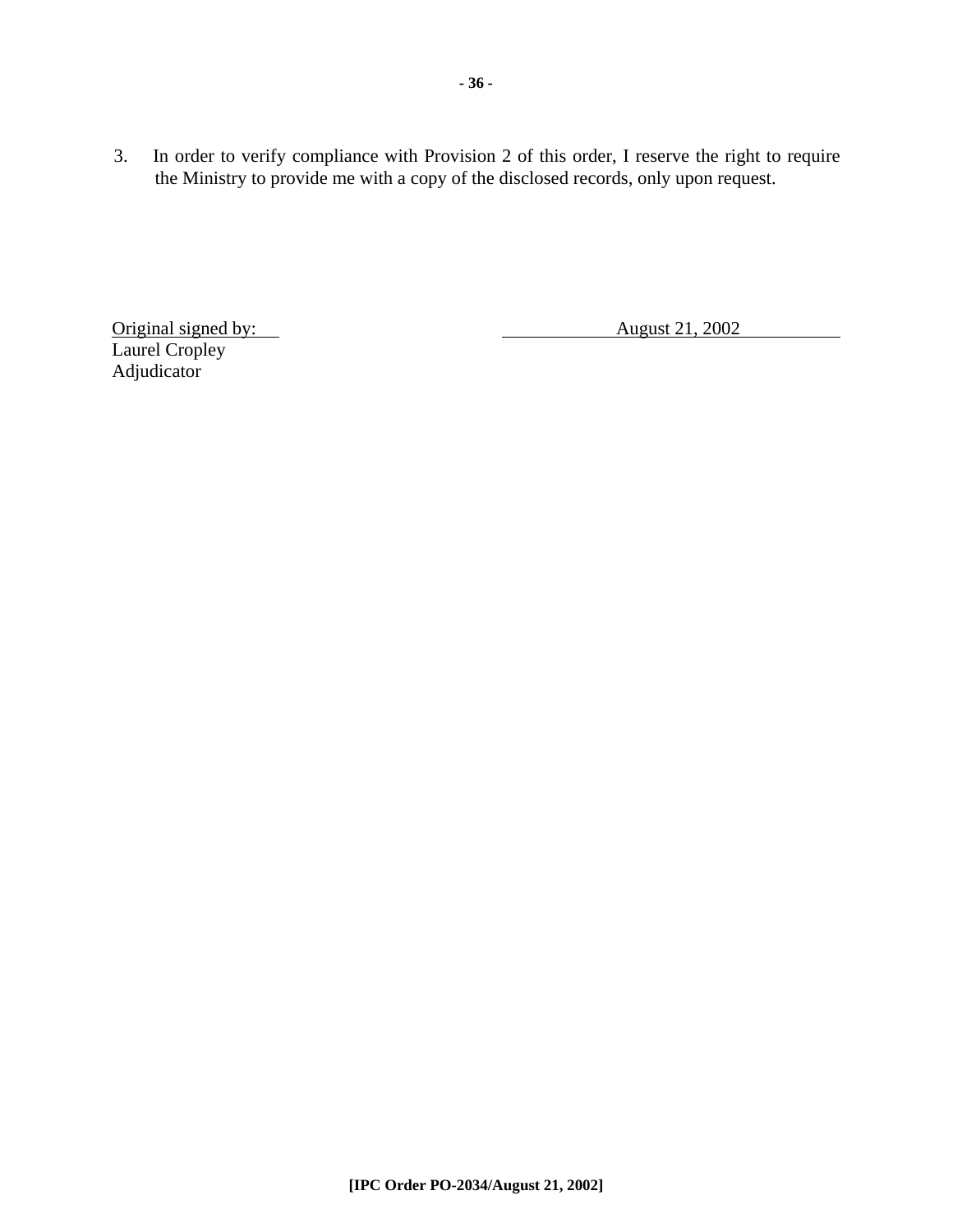3. In order to verify compliance with Provision 2 of this order, I reserve the right to require the Ministry to provide me with a copy of the disclosed records, only upon request.

Original signed by:
Laurel Cropley
Adjudicator

August 21, 2002